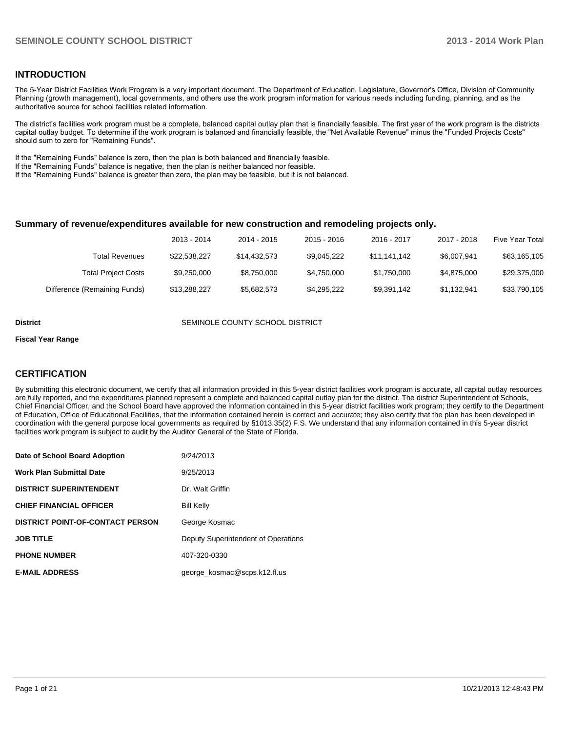## INTRODUCTION

The 5-Year District Facilities Work Program is a very important document. The Department of Education, Legislature, Governor's Office, Division of Community Planning (growth management), local governments, and others use the work program information for various needs including funding, planning, and as the authoritative source for school facilities related information.

The district's facilities work program must be a complete, balanced capital outlay plan that is financially feasible. The first year of the work program is the districts capital outlay budget. To determine if the work program is balanced and financially feasible, the "Net Available Revenue" minus the "Funded Projects Costs" should sum to zero for "Remaining Funds".

If the "Remaining Funds" balance is zero, then the plan is both balanced and financially feasible.
If the "Remaining Funds" balance is negative, then the plan is neither balanced nor feasible.
If the "Remaining Funds" balance is greater than zero, the plan may be feasible, but it is not balanced.

### Summary of revenue/expenditures available for new construction and remodeling projects only.

| | 2013 - 2014 | 2014 - 2015 | 2015 - 2016 | 2016 - 2017 | 2017 - 2018 | Five Year Total |
|---|---|---|---|---|---|---|
| Total Revenues | $22,538,227 | $14,432,573 | $9,045,222 | $11,141,142 | $6,007,941 | $63,165,105 |
| Total Project Costs | $9,250,000 | $8,750,000 | $4,750,000 | $1,750,000 | $4,875,000 | $29,375,000 |
| Difference (Remaining Funds) | $13,288,227 | $5,682,573 | $4,295,222 | $9,391,142 | $1,132,941 | $33,790,105 |

**District** SEMINOLE COUNTY SCHOOL DISTRICT

**Fiscal Year Range**

## CERTIFICATION

By submitting this electronic document, we certify that all information provided in this 5-year district facilities work program is accurate, all capital outlay resources are fully reported, and the expenditures planned represent a complete and balanced capital outlay plan for the district. The district Superintendent of Schools, Chief Financial Officer, and the School Board have approved the information contained in this 5-year district facilities work program; they certify to the Department of Education, Office of Educational Facilities, that the information contained herein is correct and accurate; they also certify that the plan has been developed in coordination with the general purpose local governments as required by §1013.35(2) F.S. We understand that any information contained in this 5-year district facilities work program is subject to audit by the Auditor General of the State of Florida.

| | |
|---|---|
| **Date of School Board Adoption** | 9/24/2013 |
| **Work Plan Submittal Date** | 9/25/2013 |
| **DISTRICT SUPERINTENDENT** | Dr. Walt Griffin |
| **CHIEF FINANCIAL OFFICER** | Bill Kelly |
| **DISTRICT POINT-OF-CONTACT PERSON** | George Kosmac |
| **JOB TITLE** | Deputy Superintendent of Operations |
| **PHONE NUMBER** | 407-320-0330 |
| **E-MAIL ADDRESS** | george_kosmac@scps.k12.fl.us |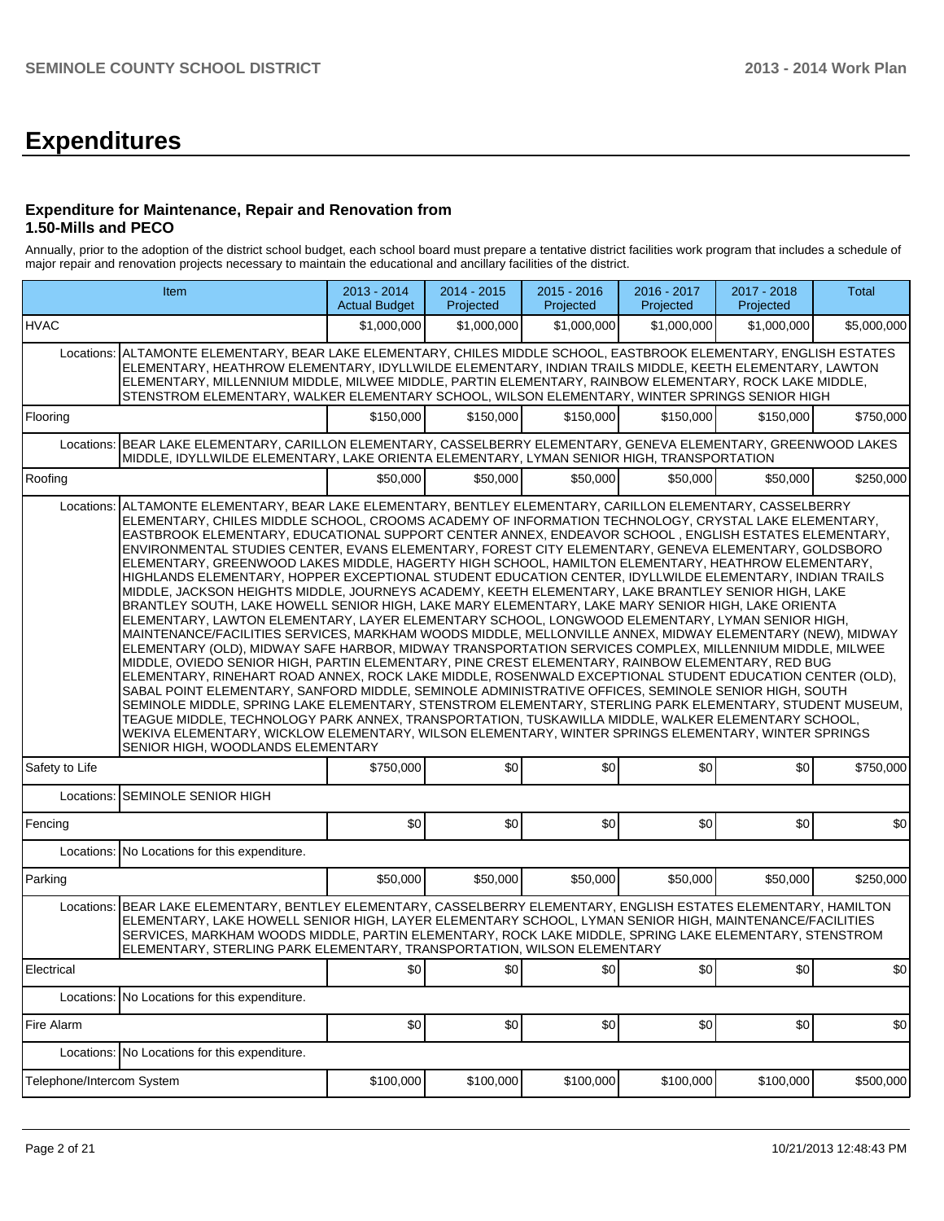# Expenditures

### Expenditure for Maintenance, Repair and Renovation from 1.50-Mills and PECO

Annually, prior to the adoption of the district school budget, each school board must prepare a tentative district facilities work program that includes a schedule of major repair and renovation projects necessary to maintain the educational and ancillary facilities of the district.

| Item | | 2013 - 2014 Actual Budget | 2014 - 2015 Projected | 2015 - 2016 Projected | 2016 - 2017 Projected | 2017 - 2018 Projected | Total |
|---|---|---|---|---|---|---|---|
| HVAC | | $1,000,000 | $1,000,000 | $1,000,000 | $1,000,000 | $1,000,000 | $5,000,000 |
| Locations: | ALTAMONTE ELEMENTARY, BEAR LAKE ELEMENTARY, CHILES MIDDLE SCHOOL, EASTBROOK ELEMENTARY, ENGLISH ESTATES ELEMENTARY, HEATHROW ELEMENTARY, IDYLLWILDE ELEMENTARY, INDIAN TRAILS MIDDLE, KEETH ELEMENTARY, LAWTON ELEMENTARY, MILLENNIUM MIDDLE, MILWEE MIDDLE, PARTIN ELEMENTARY, RAINBOW ELEMENTARY, ROCK LAKE MIDDLE, STENSTROM ELEMENTARY, WALKER ELEMENTARY SCHOOL, WILSON ELEMENTARY, WINTER SPRINGS SENIOR HIGH | | | | | | |
| Flooring | | $150,000 | $150,000 | $150,000 | $150,000 | $150,000 | $750,000 |
| Locations: | BEAR LAKE ELEMENTARY, CARILLON ELEMENTARY, CASSELBERRY ELEMENTARY, GENEVA ELEMENTARY, GREENWOOD LAKES MIDDLE, IDYLLWILDE ELEMENTARY, LAKE ORIENTA ELEMENTARY, LYMAN SENIOR HIGH, TRANSPORTATION | | | | | | |
| Roofing | | $50,000 | $50,000 | $50,000 | $50,000 | $50,000 | $250,000 |
| Locations: | ALTAMONTE ELEMENTARY, BEAR LAKE ELEMENTARY, BENTLEY ELEMENTARY, CARILLON ELEMENTARY, CASSELBERRY ELEMENTARY, CHILES MIDDLE SCHOOL, CROOMS ACADEMY OF INFORMATION TECHNOLOGY, CRYSTAL LAKE ELEMENTARY, EASTBROOK ELEMENTARY, EDUCATIONAL SUPPORT CENTER ANNEX, ENDEAVOR SCHOOL , ENGLISH ESTATES ELEMENTARY, ENVIRONMENTAL STUDIES CENTER, EVANS ELEMENTARY, FOREST CITY ELEMENTARY, GENEVA ELEMENTARY, GOLDSBORO ELEMENTARY, GREENWOOD LAKES MIDDLE, HAGERTY HIGH SCHOOL, HAMILTON ELEMENTARY, HEATHROW ELEMENTARY, HIGHLANDS ELEMENTARY, HOPPER EXCEPTIONAL STUDENT EDUCATION CENTER, IDYLLWILDE ELEMENTARY, INDIAN TRAILS MIDDLE, JACKSON HEIGHTS MIDDLE, JOURNEYS ACADEMY, KEETH ELEMENTARY, LAKE BRANTLEY SENIOR HIGH, LAKE BRANTLEY SOUTH, LAKE HOWELL SENIOR HIGH, LAKE MARY ELEMENTARY, LAKE MARY SENIOR HIGH, LAKE ORIENTA ELEMENTARY, LAWTON ELEMENTARY, LAYER ELEMENTARY SCHOOL, LONGWOOD ELEMENTARY, LYMAN SENIOR HIGH, MAINTENANCE/FACILITIES SERVICES, MARKHAM WOODS MIDDLE, MELLONVILLE ANNEX, MIDWAY ELEMENTARY (NEW), MIDWAY ELEMENTARY (OLD), MIDWAY SAFE HARBOR, MIDWAY TRANSPORTATION SERVICES COMPLEX, MILLENNIUM MIDDLE, MILWEE MIDDLE, OVIEDO SENIOR HIGH, PARTIN ELEMENTARY, PINE CREST ELEMENTARY, RAINBOW ELEMENTARY, RED BUG ELEMENTARY, RINEHART ROAD ANNEX, ROCK LAKE MIDDLE, ROSENWALD EXCEPTIONAL STUDENT EDUCATION CENTER (OLD), SABAL POINT ELEMENTARY, SANFORD MIDDLE, SEMINOLE ADMINISTRATIVE OFFICES, SEMINOLE SENIOR HIGH, SOUTH SEMINOLE MIDDLE, SPRING LAKE ELEMENTARY, STENSTROM ELEMENTARY, STERLING PARK ELEMENTARY, STUDENT MUSEUM, TEAGUE MIDDLE, TECHNOLOGY PARK ANNEX, TRANSPORTATION, TUSKAWILLA MIDDLE, WALKER ELEMENTARY SCHOOL, WEKIVA ELEMENTARY, WICKLOW ELEMENTARY, WILSON ELEMENTARY, WINTER SPRINGS ELEMENTARY, WINTER SPRINGS SENIOR HIGH, WOODLANDS ELEMENTARY | | | | | | |
| Safety to Life | | $750,000 | $0 | $0 | $0 | $0 | $750,000 |
| Locations: | SEMINOLE SENIOR HIGH | | | | | | |
| Fencing | | $0 | $0 | $0 | $0 | $0 | $0 |
| Locations: | No Locations for this expenditure. | | | | | | |
| Parking | | $50,000 | $50,000 | $50,000 | $50,000 | $50,000 | $250,000 |
| Locations: | BEAR LAKE ELEMENTARY, BENTLEY ELEMENTARY, CASSELBERRY ELEMENTARY, ENGLISH ESTATES ELEMENTARY, HAMILTON ELEMENTARY, LAKE HOWELL SENIOR HIGH, LAYER ELEMENTARY SCHOOL, LYMAN SENIOR HIGH, MAINTENANCE/FACILITIES SERVICES, MARKHAM WOODS MIDDLE, PARTIN ELEMENTARY, ROCK LAKE MIDDLE, SPRING LAKE ELEMENTARY, STENSTROM ELEMENTARY, STERLING PARK ELEMENTARY, TRANSPORTATION, WILSON ELEMENTARY | | | | | | |
| Electrical | | $0 | $0 | $0 | $0 | $0 | $0 |
| Locations: | No Locations for this expenditure. | | | | | | |
| Fire Alarm | | $0 | $0 | $0 | $0 | $0 | $0 |
| Locations: | No Locations for this expenditure. | | | | | | |
| Telephone/Intercom System | | $100,000 | $100,000 | $100,000 | $100,000 | $100,000 | $500,000 |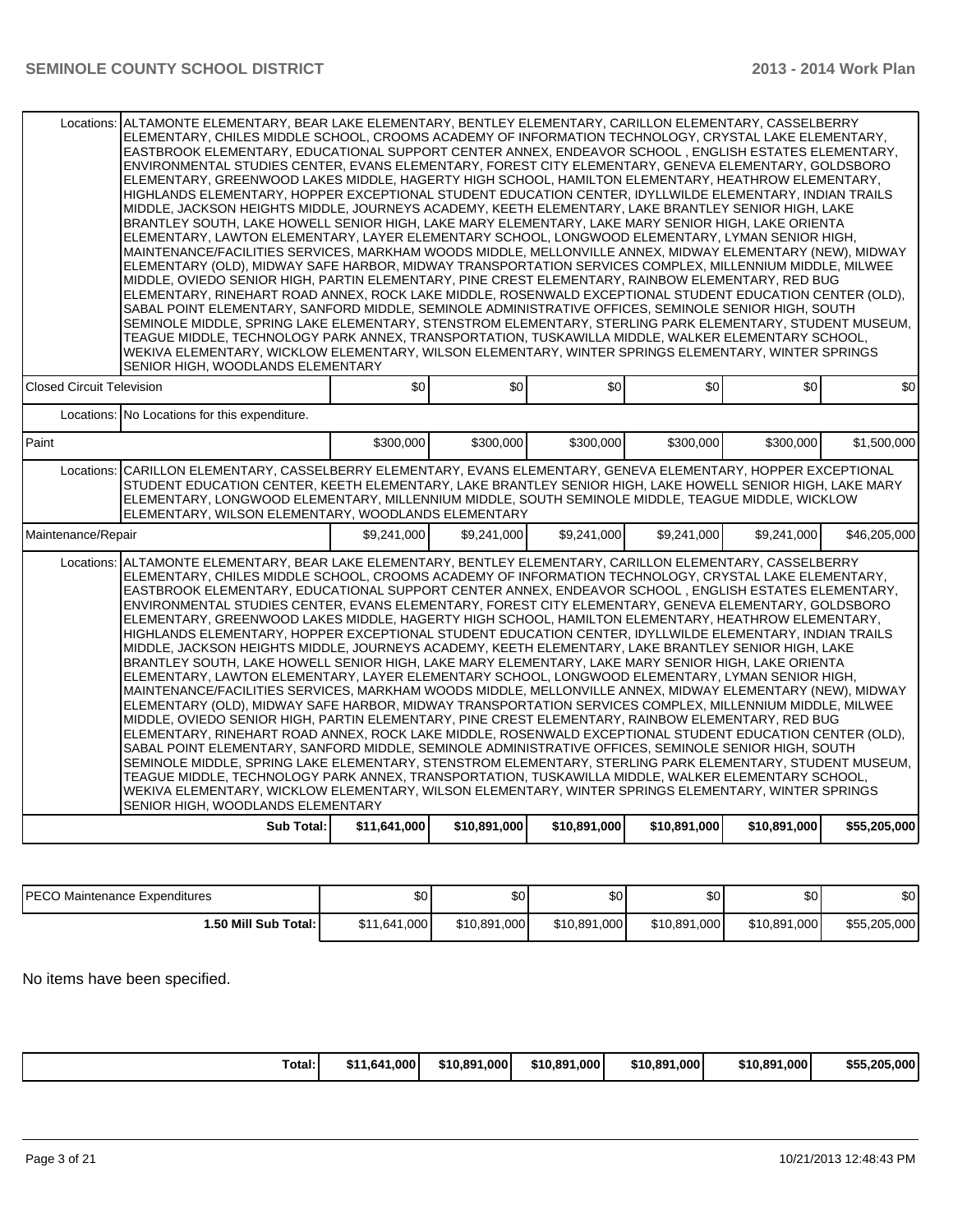| | | | | | | |
|---|---|---|---|---|---|---|
| Locations: | ALTAMONTE ELEMENTARY, BEAR LAKE ELEMENTARY, BENTLEY ELEMENTARY, CARILLON ELEMENTARY, CASSELBERRY ELEMENTARY, CHILES MIDDLE SCHOOL, CROOMS ACADEMY OF INFORMATION TECHNOLOGY, CRYSTAL LAKE ELEMENTARY, EASTBROOK ELEMENTARY, EDUCATIONAL SUPPORT CENTER ANNEX, ENDEAVOR SCHOOL , ENGLISH ESTATES ELEMENTARY, ENVIRONMENTAL STUDIES CENTER, EVANS ELEMENTARY, FOREST CITY ELEMENTARY, GENEVA ELEMENTARY, GOLDSBORO ELEMENTARY, GREENWOOD LAKES MIDDLE, HAGERTY HIGH SCHOOL, HAMILTON ELEMENTARY, HEATHROW ELEMENTARY, HIGHLANDS ELEMENTARY, HOPPER EXCEPTIONAL STUDENT EDUCATION CENTER, IDYLLWILDE ELEMENTARY, INDIAN TRAILS MIDDLE, JACKSON HEIGHTS MIDDLE, JOURNEYS ACADEMY, KEETH ELEMENTARY, LAKE BRANTLEY SENIOR HIGH, LAKE BRANTLEY SOUTH, LAKE HOWELL SENIOR HIGH, LAKE MARY ELEMENTARY, LAKE MARY SENIOR HIGH, LAKE ORIENTA ELEMENTARY, LAWTON ELEMENTARY, LAYER ELEMENTARY SCHOOL, LONGWOOD ELEMENTARY, LYMAN SENIOR HIGH, MAINTENANCE/FACILITIES SERVICES, MARKHAM WOODS MIDDLE, MELLONVILLE ANNEX, MIDWAY ELEMENTARY (NEW), MIDWAY ELEMENTARY (OLD), MIDWAY SAFE HARBOR, MIDWAY TRANSPORTATION SERVICES COMPLEX, MILLENNIUM MIDDLE, MILWEE MIDDLE, OVIEDO SENIOR HIGH, PARTIN ELEMENTARY, PINE CREST ELEMENTARY, RAINBOW ELEMENTARY, RED BUG ELEMENTARY, RINEHART ROAD ANNEX, ROCK LAKE MIDDLE, ROSENWALD EXCEPTIONAL STUDENT EDUCATION CENTER (OLD), SABAL POINT ELEMENTARY, SANFORD MIDDLE, SEMINOLE ADMINISTRATIVE OFFICES, SEMINOLE SENIOR HIGH, SOUTH SEMINOLE MIDDLE, SPRING LAKE ELEMENTARY, STENSTROM ELEMENTARY, STERLING PARK ELEMENTARY, STUDENT MUSEUM, TEAGUE MIDDLE, TECHNOLOGY PARK ANNEX, TRANSPORTATION, TUSKAWILLA MIDDLE, WALKER ELEMENTARY SCHOOL, WEKIVA ELEMENTARY, WICKLOW ELEMENTARY, WILSON ELEMENTARY, WINTER SPRINGS ELEMENTARY, WINTER SPRINGS SENIOR HIGH, WOODLANDS ELEMENTARY | | | | | |
| Closed Circuit Television | | $0 | $0 | $0 | $0 | $0 | $0 |
| Locations: | No Locations for this expenditure. | | | | | |
| Paint | | $300,000 | $300,000 | $300,000 | $300,000 | $300,000 | $1,500,000 |
| Locations: | CARILLON ELEMENTARY, CASSELBERRY ELEMENTARY, EVANS ELEMENTARY, GENEVA ELEMENTARY, HOPPER EXCEPTIONAL STUDENT EDUCATION CENTER, KEETH ELEMENTARY, LAKE BRANTLEY SENIOR HIGH, LAKE HOWELL SENIOR HIGH, LAKE MARY ELEMENTARY, LONGWOOD ELEMENTARY, MILLENNIUM MIDDLE, SOUTH SEMINOLE MIDDLE, TEAGUE MIDDLE, WICKLOW ELEMENTARY, WILSON ELEMENTARY, WOODLANDS ELEMENTARY | | | | | |
| Maintenance/Repair | | $9,241,000 | $9,241,000 | $9,241,000 | $9,241,000 | $9,241,000 | $46,205,000 |
| Locations: | ALTAMONTE ELEMENTARY, BEAR LAKE ELEMENTARY, BENTLEY ELEMENTARY, CARILLON ELEMENTARY, CASSELBERRY ELEMENTARY, CHILES MIDDLE SCHOOL, CROOMS ACADEMY OF INFORMATION TECHNOLOGY, CRYSTAL LAKE ELEMENTARY, EASTBROOK ELEMENTARY, EDUCATIONAL SUPPORT CENTER ANNEX, ENDEAVOR SCHOOL , ENGLISH ESTATES ELEMENTARY, ENVIRONMENTAL STUDIES CENTER, EVANS ELEMENTARY, FOREST CITY ELEMENTARY, GENEVA ELEMENTARY, GOLDSBORO ELEMENTARY, GREENWOOD LAKES MIDDLE, HAGERTY HIGH SCHOOL, HAMILTON ELEMENTARY, HEATHROW ELEMENTARY, HIGHLANDS ELEMENTARY, HOPPER EXCEPTIONAL STUDENT EDUCATION CENTER, IDYLLWILDE ELEMENTARY, INDIAN TRAILS MIDDLE, JACKSON HEIGHTS MIDDLE, JOURNEYS ACADEMY, KEETH ELEMENTARY, LAKE BRANTLEY SENIOR HIGH, LAKE BRANTLEY SOUTH, LAKE HOWELL SENIOR HIGH, LAKE MARY ELEMENTARY, LAKE MARY SENIOR HIGH, LAKE ORIENTA ELEMENTARY, LAWTON ELEMENTARY, LAYER ELEMENTARY SCHOOL, LONGWOOD ELEMENTARY, LYMAN SENIOR HIGH, MAINTENANCE/FACILITIES SERVICES, MARKHAM WOODS MIDDLE, MELLONVILLE ANNEX, MIDWAY ELEMENTARY (NEW), MIDWAY ELEMENTARY (OLD), MIDWAY SAFE HARBOR, MIDWAY TRANSPORTATION SERVICES COMPLEX, MILLENNIUM MIDDLE, MILWEE MIDDLE, OVIEDO SENIOR HIGH, PARTIN ELEMENTARY, PINE CREST ELEMENTARY, RAINBOW ELEMENTARY, RED BUG ELEMENTARY, RINEHART ROAD ANNEX, ROCK LAKE MIDDLE, ROSENWALD EXCEPTIONAL STUDENT EDUCATION CENTER (OLD), SABAL POINT ELEMENTARY, SANFORD MIDDLE, SEMINOLE ADMINISTRATIVE OFFICES, SEMINOLE SENIOR HIGH, SOUTH SEMINOLE MIDDLE, SPRING LAKE ELEMENTARY, STENSTROM ELEMENTARY, STERLING PARK ELEMENTARY, STUDENT MUSEUM, TEAGUE MIDDLE, TECHNOLOGY PARK ANNEX, TRANSPORTATION, TUSKAWILLA MIDDLE, WALKER ELEMENTARY SCHOOL, WEKIVA ELEMENTARY, WICKLOW ELEMENTARY, WILSON ELEMENTARY, WINTER SPRINGS ELEMENTARY, WINTER SPRINGS SENIOR HIGH, WOODLANDS ELEMENTARY | | | | | |
| | **Sub Total:** | **$11,641,000** | **$10,891,000** | **$10,891,000** | **$10,891,000** | **$10,891,000** | **$55,205,000** |

| | | | | | | |
|---|---|---|---|---|---|---|
| PECO Maintenance Expenditures | $0 | $0 | $0 | $0 | $0 | $0 |
| **1.50 Mill Sub Total:** | $11,641,000 | $10,891,000 | $10,891,000 | $10,891,000 | $10,891,000 | $55,205,000 |

No items have been specified.

| | | | | | | |
|---|---|---|---|---|---|---|
| **Total:** | **$11,641,000** | **$10,891,000** | **$10,891,000** | **$10,891,000** | **$10,891,000** | **$55,205,000** |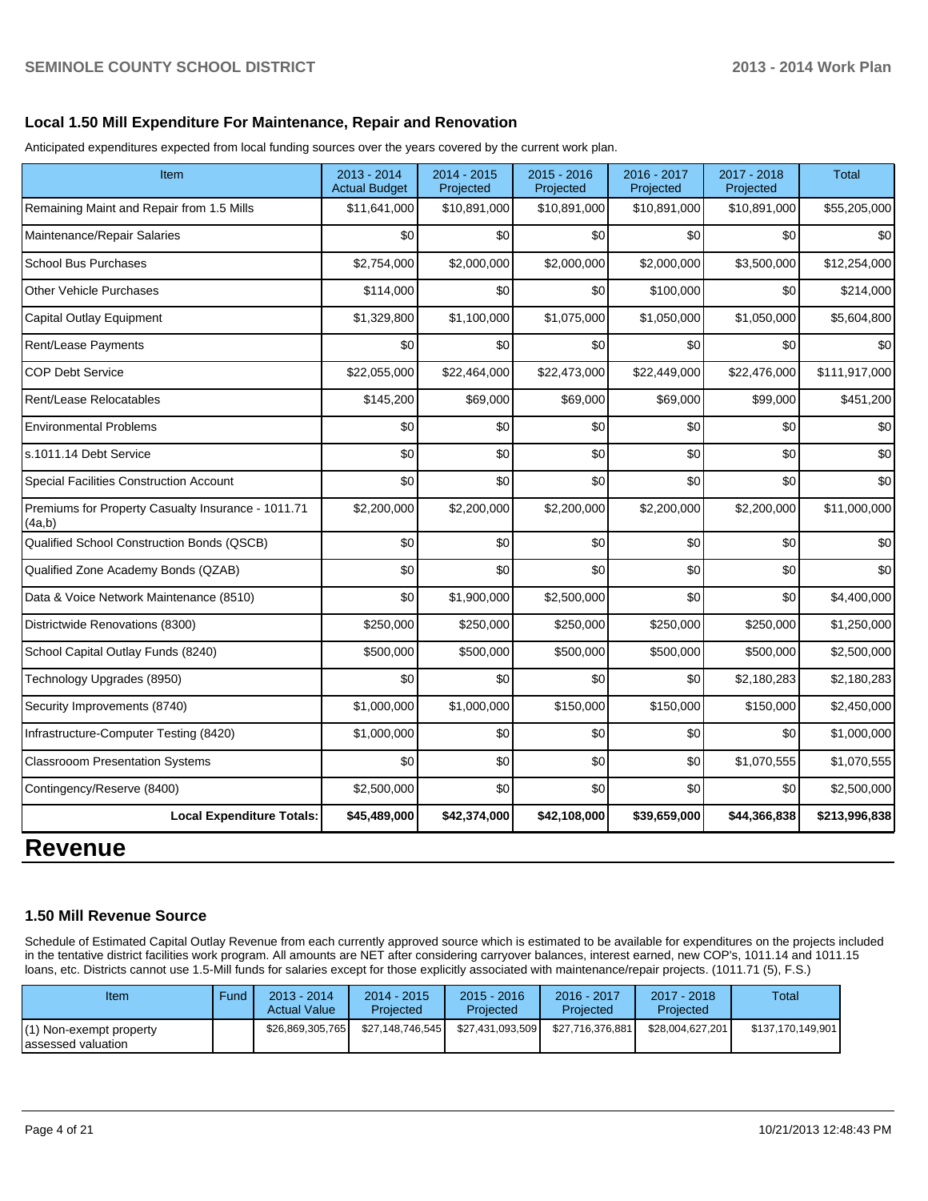### Local 1.50 Mill Expenditure For Maintenance, Repair and Renovation

Anticipated expenditures expected from local funding sources over the years covered by the current work plan.

| Item | 2013 - 2014 Actual Budget | 2014 - 2015 Projected | 2015 - 2016 Projected | 2016 - 2017 Projected | 2017 - 2018 Projected | Total |
|---|---|---|---|---|---|---|
| Remaining Maint and Repair from 1.5 Mills | $11,641,000 | $10,891,000 | $10,891,000 | $10,891,000 | $10,891,000 | $55,205,000 |
| Maintenance/Repair Salaries | $0 | $0 | $0 | $0 | $0 | $0 |
| School Bus Purchases | $2,754,000 | $2,000,000 | $2,000,000 | $2,000,000 | $3,500,000 | $12,254,000 |
| Other Vehicle Purchases | $114,000 | $0 | $0 | $100,000 | $0 | $214,000 |
| Capital Outlay Equipment | $1,329,800 | $1,100,000 | $1,075,000 | $1,050,000 | $1,050,000 | $5,604,800 |
| Rent/Lease Payments | $0 | $0 | $0 | $0 | $0 | $0 |
| COP Debt Service | $22,055,000 | $22,464,000 | $22,473,000 | $22,449,000 | $22,476,000 | $111,917,000 |
| Rent/Lease Relocatables | $145,200 | $69,000 | $69,000 | $69,000 | $99,000 | $451,200 |
| Environmental Problems | $0 | $0 | $0 | $0 | $0 | $0 |
| s.1011.14 Debt Service | $0 | $0 | $0 | $0 | $0 | $0 |
| Special Facilities Construction Account | $0 | $0 | $0 | $0 | $0 | $0 |
| Premiums for Property Casualty Insurance - 1011.71 (4a,b) | $2,200,000 | $2,200,000 | $2,200,000 | $2,200,000 | $2,200,000 | $11,000,000 |
| Qualified School Construction Bonds (QSCB) | $0 | $0 | $0 | $0 | $0 | $0 |
| Qualified Zone Academy Bonds (QZAB) | $0 | $0 | $0 | $0 | $0 | $0 |
| Data & Voice Network Maintenance (8510) | $0 | $1,900,000 | $2,500,000 | $0 | $0 | $4,400,000 |
| Districtwide Renovations (8300) | $250,000 | $250,000 | $250,000 | $250,000 | $250,000 | $1,250,000 |
| School Capital Outlay Funds (8240) | $500,000 | $500,000 | $500,000 | $500,000 | $500,000 | $2,500,000 |
| Technology Upgrades (8950) | $0 | $0 | $0 | $0 | $2,180,283 | $2,180,283 |
| Security Improvements (8740) | $1,000,000 | $1,000,000 | $150,000 | $150,000 | $150,000 | $2,450,000 |
| Infrastructure-Computer Testing (8420) | $1,000,000 | $0 | $0 | $0 | $0 | $1,000,000 |
| Classrooom Presentation Systems | $0 | $0 | $0 | $0 | $1,070,555 | $1,070,555 |
| Contingency/Reserve (8400) | $2,500,000 | $0 | $0 | $0 | $0 | $2,500,000 |
| **Local Expenditure Totals:** | **$45,489,000** | **$42,374,000** | **$42,108,000** | **$39,659,000** | **$44,366,838** | **$213,996,838** |

# Revenue

### 1.50 Mill Revenue Source

Schedule of Estimated Capital Outlay Revenue from each currently approved source which is estimated to be available for expenditures on the projects included in the tentative district facilities work program. All amounts are NET after considering carryover balances, interest earned, new COP's, 1011.14 and 1011.15 loans, etc. Districts cannot use 1.5-Mill funds for salaries except for those explicitly associated with maintenance/repair projects. (1011.71 (5), F.S.)

| Item | Fund | 2013 - 2014 Actual Value | 2014 - 2015 Projected | 2015 - 2016 Projected | 2016 - 2017 Projected | 2017 - 2018 Projected | Total |
|---|---|---|---|---|---|---|---|
| (1) Non-exempt property assessed valuation | | $26,869,305,765 | $27,148,746,545 | $27,431,093,509 | $27,716,376,881 | $28,004,627,201 | $137,170,149,901 |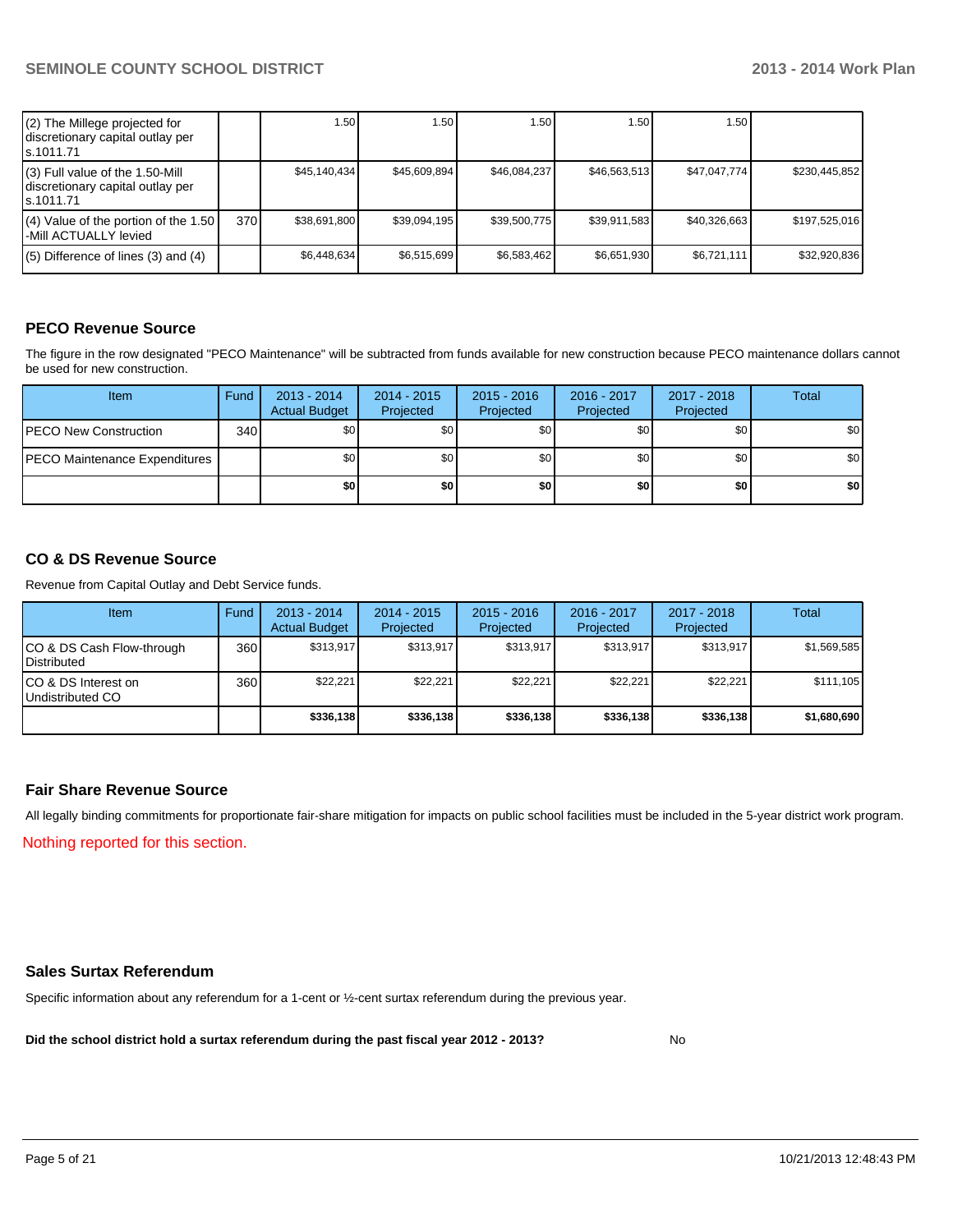| | | | | | | | |
|---|---|---|---|---|---|---|---|
| (2) The Millege projected for discretionary capital outlay per s.1011.71 | | 1.50 | 1.50 | 1.50 | 1.50 | 1.50 | |
| (3) Full value of the 1.50-Mill discretionary capital outlay per s.1011.71 | | $45,140,434 | $45,609,894 | $46,084,237 | $46,563,513 | $47,047,774 | $230,445,852 |
| (4) Value of the portion of the 1.50 -Mill ACTUALLY levied | 370 | $38,691,800 | $39,094,195 | $39,500,775 | $39,911,583 | $40,326,663 | $197,525,016 |
| (5) Difference of lines (3) and (4) | | $6,448,634 | $6,515,699 | $6,583,462 | $6,651,930 | $6,721,111 | $32,920,836 |

## PECO Revenue Source

The figure in the row designated "PECO Maintenance" will be subtracted from funds available for new construction because PECO maintenance dollars cannot be used for new construction.

| Item | Fund | 2013 - 2014 Actual Budget | 2014 - 2015 Projected | 2015 - 2016 Projected | 2016 - 2017 Projected | 2017 - 2018 Projected | Total |
|---|---|---|---|---|---|---|---|
| PECO New Construction | 340 | $0 | $0 | $0 | $0 | $0 | $0 |
| PECO Maintenance Expenditures | | $0 | $0 | $0 | $0 | $0 | $0 |
| | | **$0** | **$0** | **$0** | **$0** | **$0** | **$0** |

## CO & DS Revenue Source

Revenue from Capital Outlay and Debt Service funds.

| Item | Fund | 2013 - 2014 Actual Budget | 2014 - 2015 Projected | 2015 - 2016 Projected | 2016 - 2017 Projected | 2017 - 2018 Projected | Total |
|---|---|---|---|---|---|---|---|
| CO & DS Cash Flow-through Distributed | 360 | $313,917 | $313,917 | $313,917 | $313,917 | $313,917 | $1,569,585 |
| CO & DS Interest on Undistributed CO | 360 | $22,221 | $22,221 | $22,221 | $22,221 | $22,221 | $111,105 |
| | | **$336,138** | **$336,138** | **$336,138** | **$336,138** | **$336,138** | **$1,680,690** |

## Fair Share Revenue Source

All legally binding commitments for proportionate fair-share mitigation for impacts on public school facilities must be included in the 5-year district work program.

Nothing reported for this section.

## Sales Surtax Referendum

Specific information about any referendum for a 1-cent or ½-cent surtax referendum during the previous year.

**Did the school district hold a surtax referendum during the past fiscal year 2012 - 2013?** No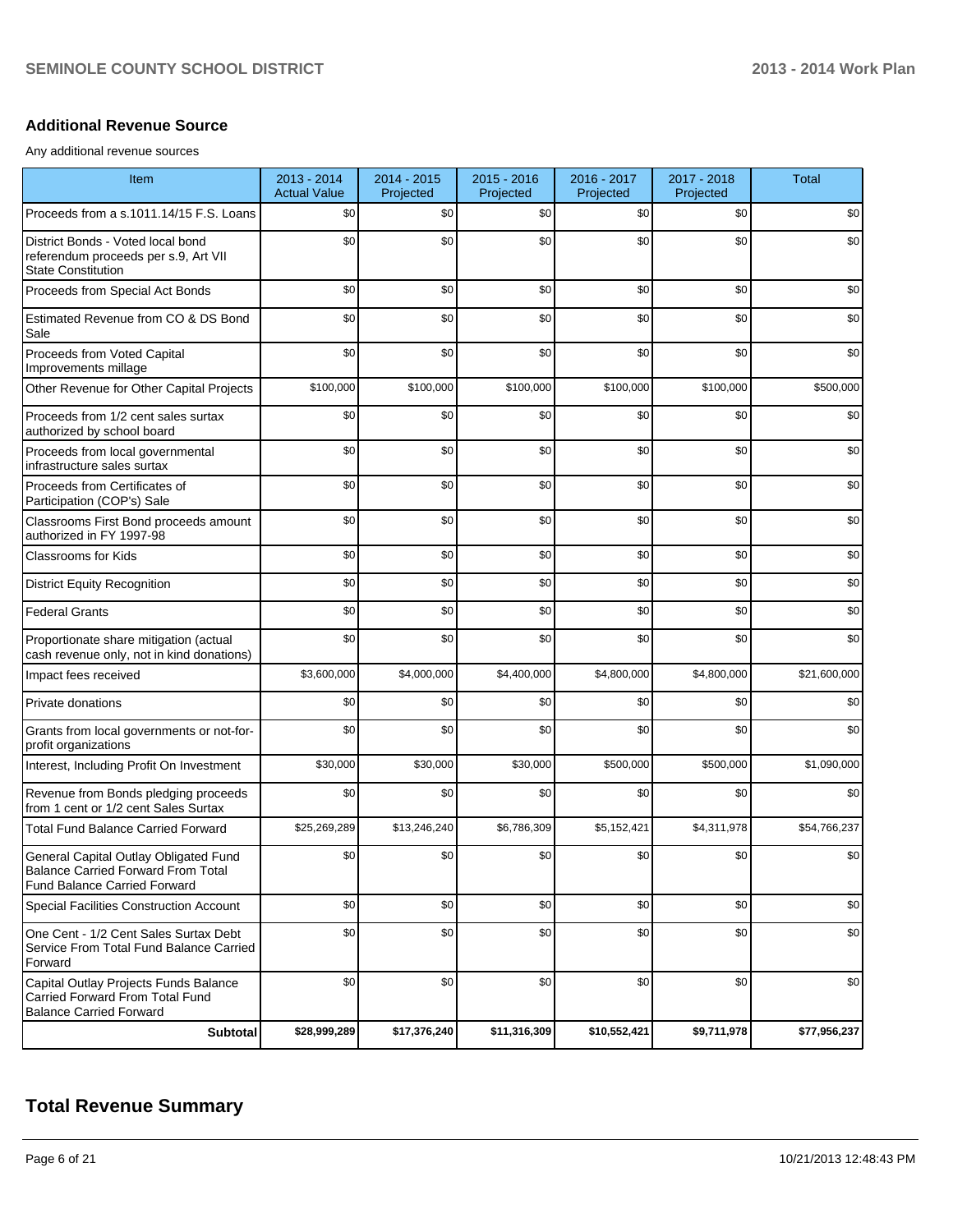## Additional Revenue Source

Any additional revenue sources

| Item | 2013 - 2014 Actual Value | 2014 - 2015 Projected | 2015 - 2016 Projected | 2016 - 2017 Projected | 2017 - 2018 Projected | Total |
|---|---|---|---|---|---|---|
| Proceeds from a s.1011.14/15 F.S. Loans | $0 | $0 | $0 | $0 | $0 | $0 |
| District Bonds - Voted local bond referendum proceeds per s.9, Art VII State Constitution | $0 | $0 | $0 | $0 | $0 | $0 |
| Proceeds from Special Act Bonds | $0 | $0 | $0 | $0 | $0 | $0 |
| Estimated Revenue from CO & DS Bond Sale | $0 | $0 | $0 | $0 | $0 | $0 |
| Proceeds from Voted Capital Improvements millage | $0 | $0 | $0 | $0 | $0 | $0 |
| Other Revenue for Other Capital Projects | $100,000 | $100,000 | $100,000 | $100,000 | $100,000 | $500,000 |
| Proceeds from 1/2 cent sales surtax authorized by school board | $0 | $0 | $0 | $0 | $0 | $0 |
| Proceeds from local governmental infrastructure sales surtax | $0 | $0 | $0 | $0 | $0 | $0 |
| Proceeds from Certificates of Participation (COP's) Sale | $0 | $0 | $0 | $0 | $0 | $0 |
| Classrooms First Bond proceeds amount authorized in FY 1997-98 | $0 | $0 | $0 | $0 | $0 | $0 |
| Classrooms for Kids | $0 | $0 | $0 | $0 | $0 | $0 |
| District Equity Recognition | $0 | $0 | $0 | $0 | $0 | $0 |
| Federal Grants | $0 | $0 | $0 | $0 | $0 | $0 |
| Proportionate share mitigation (actual cash revenue only, not in kind donations) | $0 | $0 | $0 | $0 | $0 | $0 |
| Impact fees received | $3,600,000 | $4,000,000 | $4,400,000 | $4,800,000 | $4,800,000 | $21,600,000 |
| Private donations | $0 | $0 | $0 | $0 | $0 | $0 |
| Grants from local governments or not-for-profit organizations | $0 | $0 | $0 | $0 | $0 | $0 |
| Interest, Including Profit On Investment | $30,000 | $30,000 | $30,000 | $500,000 | $500,000 | $1,090,000 |
| Revenue from Bonds pledging proceeds from 1 cent or 1/2 cent Sales Surtax | $0 | $0 | $0 | $0 | $0 | $0 |
| Total Fund Balance Carried Forward | $25,269,289 | $13,246,240 | $6,786,309 | $5,152,421 | $4,311,978 | $54,766,237 |
| General Capital Outlay Obligated Fund Balance Carried Forward From Total Fund Balance Carried Forward | $0 | $0 | $0 | $0 | $0 | $0 |
| Special Facilities Construction Account | $0 | $0 | $0 | $0 | $0 | $0 |
| One Cent - 1/2 Cent Sales Surtax Debt Service From Total Fund Balance Carried Forward | $0 | $0 | $0 | $0 | $0 | $0 |
| Capital Outlay Projects Funds Balance Carried Forward From Total Fund Balance Carried Forward | $0 | $0 | $0 | $0 | $0 | $0 |
| **Subtotal** | **$28,999,289** | **$17,376,240** | **$11,316,309** | **$10,552,421** | **$9,711,978** | **$77,956,237** |

# Total Revenue Summary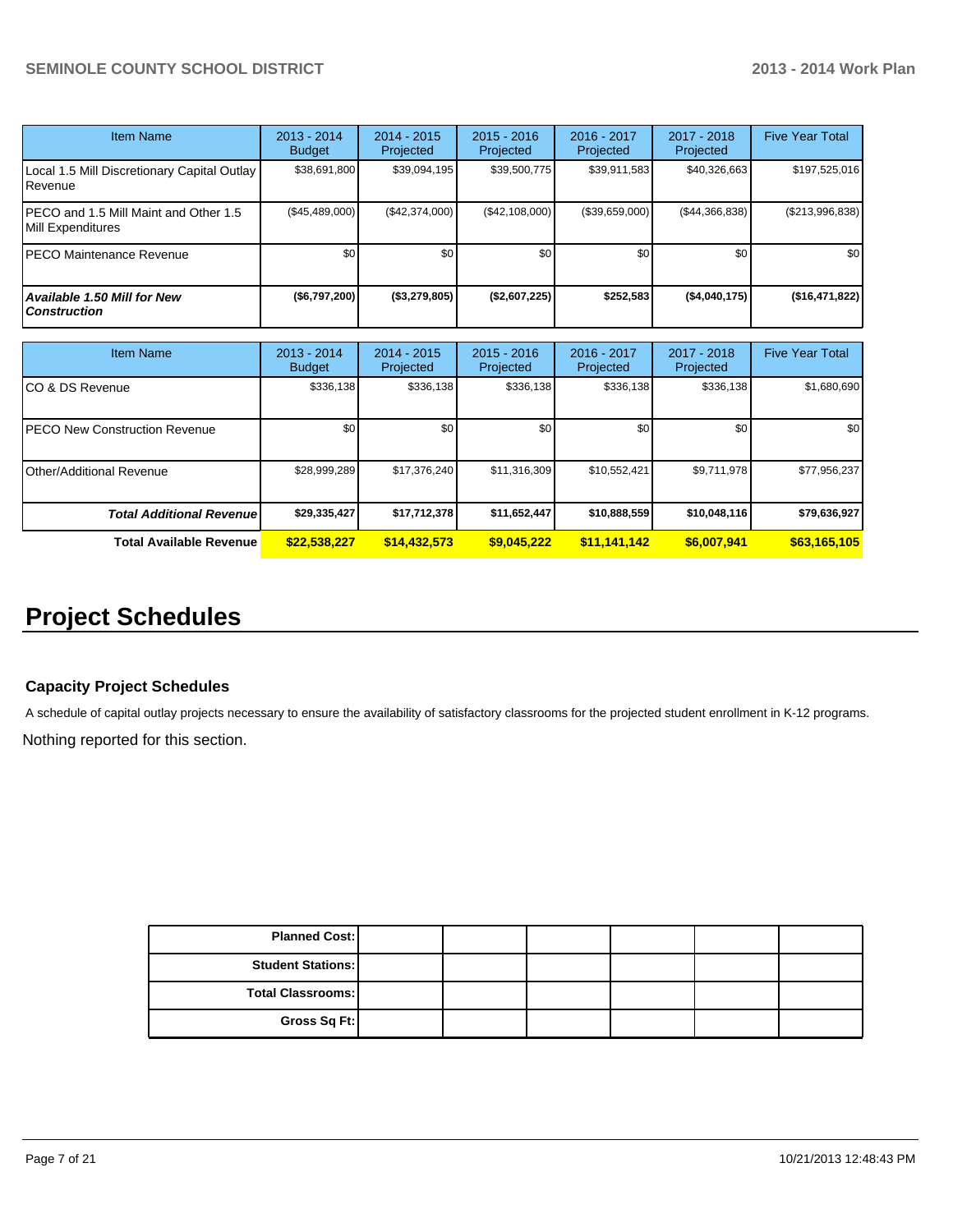| Item Name | 2013 - 2014 Budget | 2014 - 2015 Projected | 2015 - 2016 Projected | 2016 - 2017 Projected | 2017 - 2018 Projected | Five Year Total |
|---|---|---|---|---|---|---|
| Local 1.5 Mill Discretionary Capital Outlay Revenue | $38,691,800 | $39,094,195 | $39,500,775 | $39,911,583 | $40,326,663 | $197,525,016 |
| PECO and 1.5 Mill Maint and Other 1.5 Mill Expenditures | ($45,489,000) | ($42,374,000) | ($42,108,000) | ($39,659,000) | ($44,366,838) | ($213,996,838) |
| PECO Maintenance Revenue | $0 | $0 | $0 | $0 | $0 | $0 |
| ***Available 1.50 Mill for New Construction*** | **($6,797,200)** | **($3,279,805)** | **($2,607,225)** | **$252,583** | **($4,040,175)** | **($16,471,822)** |

| Item Name | 2013 - 2014 Budget | 2014 - 2015 Projected | 2015 - 2016 Projected | 2016 - 2017 Projected | 2017 - 2018 Projected | Five Year Total |
|---|---|---|---|---|---|---|
| CO & DS Revenue | $336,138 | $336,138 | $336,138 | $336,138 | $336,138 | $1,680,690 |
| PECO New Construction Revenue | $0 | $0 | $0 | $0 | $0 | $0 |
| Other/Additional Revenue | $28,999,289 | $17,376,240 | $11,316,309 | $10,552,421 | $9,711,978 | $77,956,237 |
| ***Total Additional Revenue*** | **$29,335,427** | **$17,712,378** | **$11,652,447** | **$10,888,559** | **$10,048,116** | **$79,636,927** |
| **Total Available Revenue** | **$22,538,227** | **$14,432,573** | **$9,045,222** | **$11,141,142** | **$6,007,941** | **$63,165,105** |

# Project Schedules

### Capacity Project Schedules

A schedule of capital outlay projects necessary to ensure the availability of satisfactory classrooms for the projected student enrollment in K-12 programs.

Nothing reported for this section.

| | | | | | | |
|---|---|---|---|---|---|---|
| **Planned Cost:** | | | | | | |
| **Student Stations:** | | | | | | |
| **Total Classrooms:** | | | | | | |
| **Gross Sq Ft:** | | | | | | |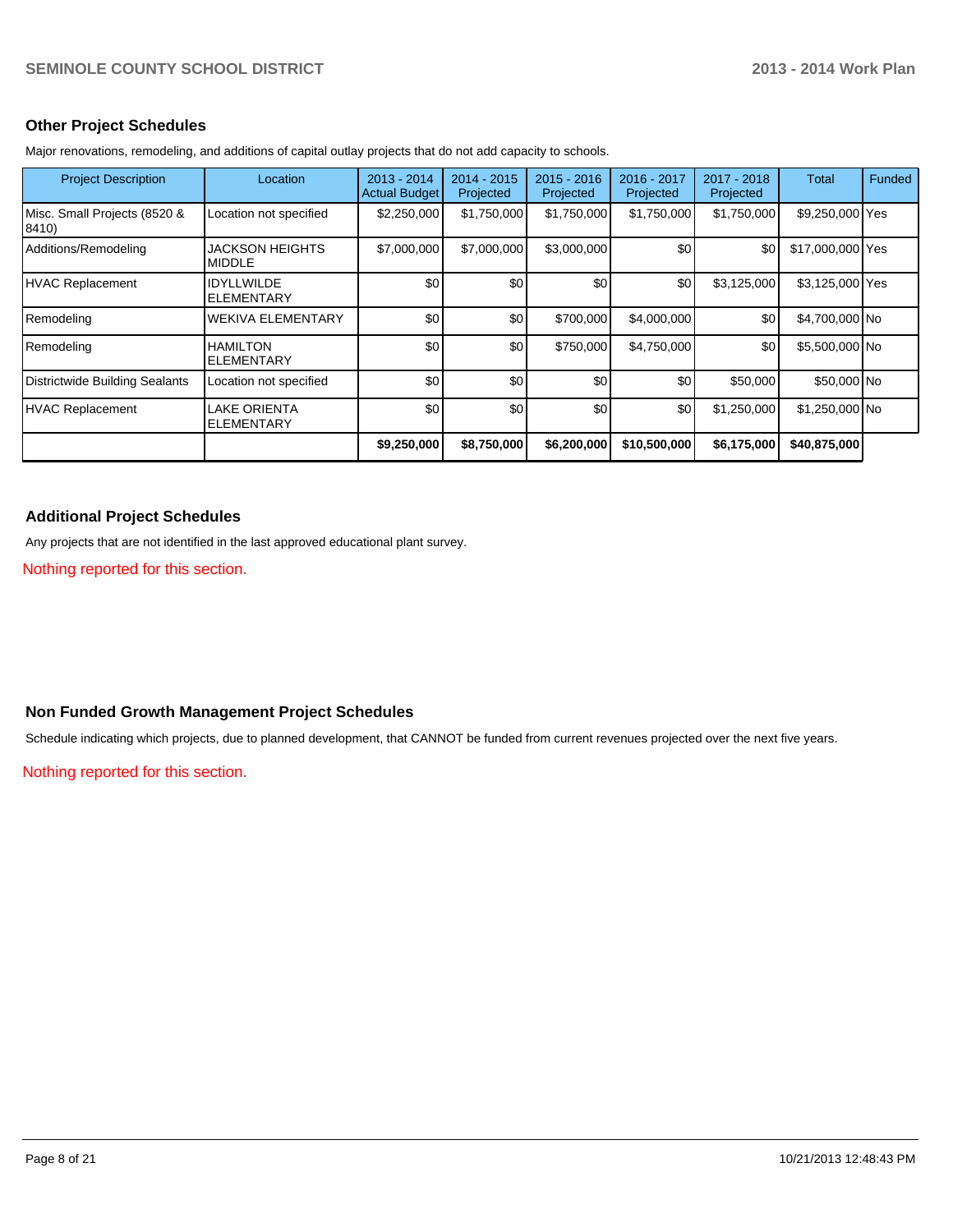## Other Project Schedules

Major renovations, remodeling, and additions of capital outlay projects that do not add capacity to schools.

| Project Description | Location | 2013 - 2014 Actual Budget | 2014 - 2015 Projected | 2015 - 2016 Projected | 2016 - 2017 Projected | 2017 - 2018 Projected | Total | Funded |
|---|---|---|---|---|---|---|---|---|
| Misc. Small Projects (8520 & 8410) | Location not specified | $2,250,000 | $1,750,000 | $1,750,000 | $1,750,000 | $1,750,000 | $9,250,000 | Yes |
| Additions/Remodeling | JACKSON HEIGHTS MIDDLE | $7,000,000 | $7,000,000 | $3,000,000 | $0 | $0 | $17,000,000 | Yes |
| HVAC Replacement | IDYLLWILDE ELEMENTARY | $0 | $0 | $0 | $0 | $3,125,000 | $3,125,000 | Yes |
| Remodeling | WEKIVA ELEMENTARY | $0 | $0 | $700,000 | $4,000,000 | $0 | $4,700,000 | No |
| Remodeling | HAMILTON ELEMENTARY | $0 | $0 | $750,000 | $4,750,000 | $0 | $5,500,000 | No |
| Districtwide Building Sealants | Location not specified | $0 | $0 | $0 | $0 | $50,000 | $50,000 | No |
| HVAC Replacement | LAKE ORIENTA ELEMENTARY | $0 | $0 | $0 | $0 | $1,250,000 | $1,250,000 | No |
| | | **$9,250,000** | **$8,750,000** | **$6,200,000** | **$10,500,000** | **$6,175,000** | **$40,875,000** | |

## Additional Project Schedules

Any projects that are not identified in the last approved educational plant survey.

Nothing reported for this section.

## Non Funded Growth Management Project Schedules

Schedule indicating which projects, due to planned development, that CANNOT be funded from current revenues projected over the next five years.

Nothing reported for this section.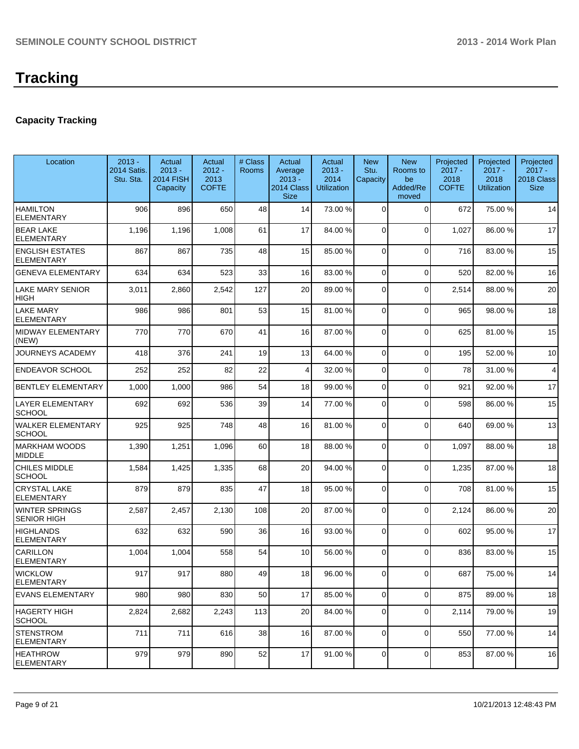# Tracking

### Capacity Tracking

| Location | 2013 - 2014 Satis. Stu. Sta. | Actual 2013 - 2014 FISH Capacity | Actual 2012 - 2013 COFTE | # Class Rooms | Actual Average 2013 - 2014 Class Size | Actual 2013 - 2014 Utilization | New Stu. Capacity | New Rooms to be Added/Removed | Projected 2017 - 2018 COFTE | Projected 2017 - 2018 Utilization | Projected 2017 - 2018 Class Size |
|---|---|---|---|---|---|---|---|---|---|---|---|
| HAMILTON ELEMENTARY | 906 | 896 | 650 | 48 | 14 | 73.00 % | 0 | 0 | 672 | 75.00 % | 14 |
| BEAR LAKE ELEMENTARY | 1,196 | 1,196 | 1,008 | 61 | 17 | 84.00 % | 0 | 0 | 1,027 | 86.00 % | 17 |
| ENGLISH ESTATES ELEMENTARY | 867 | 867 | 735 | 48 | 15 | 85.00 % | 0 | 0 | 716 | 83.00 % | 15 |
| GENEVA ELEMENTARY | 634 | 634 | 523 | 33 | 16 | 83.00 % | 0 | 0 | 520 | 82.00 % | 16 |
| LAKE MARY SENIOR HIGH | 3,011 | 2,860 | 2,542 | 127 | 20 | 89.00 % | 0 | 0 | 2,514 | 88.00 % | 20 |
| LAKE MARY ELEMENTARY | 986 | 986 | 801 | 53 | 15 | 81.00 % | 0 | 0 | 965 | 98.00 % | 18 |
| MIDWAY ELEMENTARY (NEW) | 770 | 770 | 670 | 41 | 16 | 87.00 % | 0 | 0 | 625 | 81.00 % | 15 |
| JOURNEYS ACADEMY | 418 | 376 | 241 | 19 | 13 | 64.00 % | 0 | 0 | 195 | 52.00 % | 10 |
| ENDEAVOR SCHOOL | 252 | 252 | 82 | 22 | 4 | 32.00 % | 0 | 0 | 78 | 31.00 % | 4 |
| BENTLEY ELEMENTARY | 1,000 | 1,000 | 986 | 54 | 18 | 99.00 % | 0 | 0 | 921 | 92.00 % | 17 |
| LAYER ELEMENTARY SCHOOL | 692 | 692 | 536 | 39 | 14 | 77.00 % | 0 | 0 | 598 | 86.00 % | 15 |
| WALKER ELEMENTARY SCHOOL | 925 | 925 | 748 | 48 | 16 | 81.00 % | 0 | 0 | 640 | 69.00 % | 13 |
| MARKHAM WOODS MIDDLE | 1,390 | 1,251 | 1,096 | 60 | 18 | 88.00 % | 0 | 0 | 1,097 | 88.00 % | 18 |
| CHILES MIDDLE SCHOOL | 1,584 | 1,425 | 1,335 | 68 | 20 | 94.00 % | 0 | 0 | 1,235 | 87.00 % | 18 |
| CRYSTAL LAKE ELEMENTARY | 879 | 879 | 835 | 47 | 18 | 95.00 % | 0 | 0 | 708 | 81.00 % | 15 |
| WINTER SPRINGS SENIOR HIGH | 2,587 | 2,457 | 2,130 | 108 | 20 | 87.00 % | 0 | 0 | 2,124 | 86.00 % | 20 |
| HIGHLANDS ELEMENTARY | 632 | 632 | 590 | 36 | 16 | 93.00 % | 0 | 0 | 602 | 95.00 % | 17 |
| CARILLON ELEMENTARY | 1,004 | 1,004 | 558 | 54 | 10 | 56.00 % | 0 | 0 | 836 | 83.00 % | 15 |
| WICKLOW ELEMENTARY | 917 | 917 | 880 | 49 | 18 | 96.00 % | 0 | 0 | 687 | 75.00 % | 14 |
| EVANS ELEMENTARY | 980 | 980 | 830 | 50 | 17 | 85.00 % | 0 | 0 | 875 | 89.00 % | 18 |
| HAGERTY HIGH SCHOOL | 2,824 | 2,682 | 2,243 | 113 | 20 | 84.00 % | 0 | 0 | 2,114 | 79.00 % | 19 |
| STENSTROM ELEMENTARY | 711 | 711 | 616 | 38 | 16 | 87.00 % | 0 | 0 | 550 | 77.00 % | 14 |
| HEATHROW ELEMENTARY | 979 | 979 | 890 | 52 | 17 | 91.00 % | 0 | 0 | 853 | 87.00 % | 16 |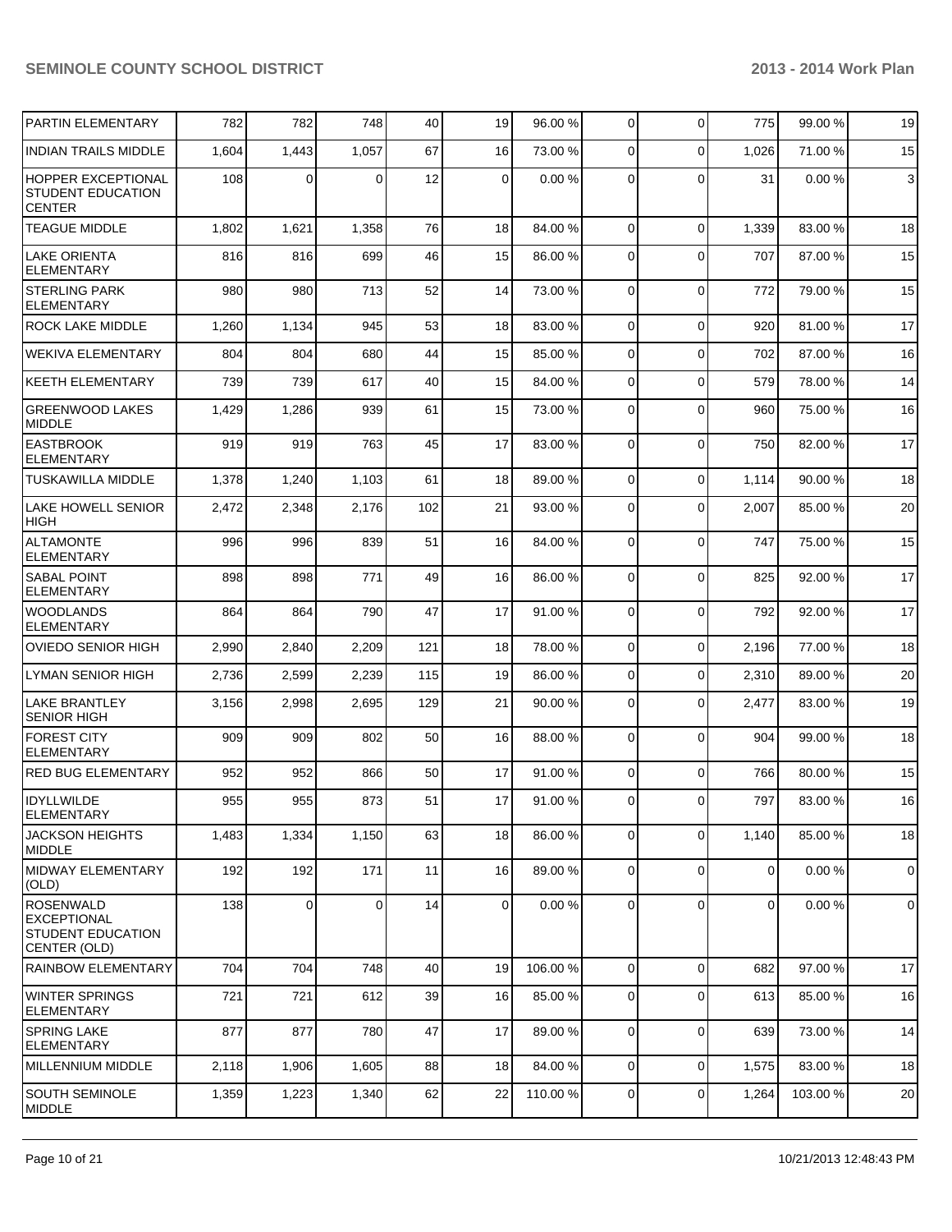| | | | | | | | | | | | |
|---|---|---|---|---|---|---|---|---|---|---|---|
| PARTIN ELEMENTARY | 782 | 782 | 748 | 40 | 19 | 96.00 % | 0 | 0 | 775 | 99.00 % | 19 |
| INDIAN TRAILS MIDDLE | 1,604 | 1,443 | 1,057 | 67 | 16 | 73.00 % | 0 | 0 | 1,026 | 71.00 % | 15 |
| HOPPER EXCEPTIONAL STUDENT EDUCATION CENTER | 108 | 0 | 0 | 12 | 0 | 0.00 % | 0 | 0 | 31 | 0.00 % | 3 |
| TEAGUE MIDDLE | 1,802 | 1,621 | 1,358 | 76 | 18 | 84.00 % | 0 | 0 | 1,339 | 83.00 % | 18 |
| LAKE ORIENTA ELEMENTARY | 816 | 816 | 699 | 46 | 15 | 86.00 % | 0 | 0 | 707 | 87.00 % | 15 |
| STERLING PARK ELEMENTARY | 980 | 980 | 713 | 52 | 14 | 73.00 % | 0 | 0 | 772 | 79.00 % | 15 |
| ROCK LAKE MIDDLE | 1,260 | 1,134 | 945 | 53 | 18 | 83.00 % | 0 | 0 | 920 | 81.00 % | 17 |
| WEKIVA ELEMENTARY | 804 | 804 | 680 | 44 | 15 | 85.00 % | 0 | 0 | 702 | 87.00 % | 16 |
| KEETH ELEMENTARY | 739 | 739 | 617 | 40 | 15 | 84.00 % | 0 | 0 | 579 | 78.00 % | 14 |
| GREENWOOD LAKES MIDDLE | 1,429 | 1,286 | 939 | 61 | 15 | 73.00 % | 0 | 0 | 960 | 75.00 % | 16 |
| EASTBROOK ELEMENTARY | 919 | 919 | 763 | 45 | 17 | 83.00 % | 0 | 0 | 750 | 82.00 % | 17 |
| TUSKAWILLA MIDDLE | 1,378 | 1,240 | 1,103 | 61 | 18 | 89.00 % | 0 | 0 | 1,114 | 90.00 % | 18 |
| LAKE HOWELL SENIOR HIGH | 2,472 | 2,348 | 2,176 | 102 | 21 | 93.00 % | 0 | 0 | 2,007 | 85.00 % | 20 |
| ALTAMONTE ELEMENTARY | 996 | 996 | 839 | 51 | 16 | 84.00 % | 0 | 0 | 747 | 75.00 % | 15 |
| SABAL POINT ELEMENTARY | 898 | 898 | 771 | 49 | 16 | 86.00 % | 0 | 0 | 825 | 92.00 % | 17 |
| WOODLANDS ELEMENTARY | 864 | 864 | 790 | 47 | 17 | 91.00 % | 0 | 0 | 792 | 92.00 % | 17 |
| OVIEDO SENIOR HIGH | 2,990 | 2,840 | 2,209 | 121 | 18 | 78.00 % | 0 | 0 | 2,196 | 77.00 % | 18 |
| LYMAN SENIOR HIGH | 2,736 | 2,599 | 2,239 | 115 | 19 | 86.00 % | 0 | 0 | 2,310 | 89.00 % | 20 |
| LAKE BRANTLEY SENIOR HIGH | 3,156 | 2,998 | 2,695 | 129 | 21 | 90.00 % | 0 | 0 | 2,477 | 83.00 % | 19 |
| FOREST CITY ELEMENTARY | 909 | 909 | 802 | 50 | 16 | 88.00 % | 0 | 0 | 904 | 99.00 % | 18 |
| RED BUG ELEMENTARY | 952 | 952 | 866 | 50 | 17 | 91.00 % | 0 | 0 | 766 | 80.00 % | 15 |
| IDYLLWILDE ELEMENTARY | 955 | 955 | 873 | 51 | 17 | 91.00 % | 0 | 0 | 797 | 83.00 % | 16 |
| JACKSON HEIGHTS MIDDLE | 1,483 | 1,334 | 1,150 | 63 | 18 | 86.00 % | 0 | 0 | 1,140 | 85.00 % | 18 |
| MIDWAY ELEMENTARY (OLD) | 192 | 192 | 171 | 11 | 16 | 89.00 % | 0 | 0 | 0 | 0.00 % | 0 |
| ROSENWALD EXCEPTIONAL STUDENT EDUCATION CENTER (OLD) | 138 | 0 | 0 | 14 | 0 | 0.00 % | 0 | 0 | 0 | 0.00 % | 0 |
| RAINBOW ELEMENTARY | 704 | 704 | 748 | 40 | 19 | 106.00 % | 0 | 0 | 682 | 97.00 % | 17 |
| WINTER SPRINGS ELEMENTARY | 721 | 721 | 612 | 39 | 16 | 85.00 % | 0 | 0 | 613 | 85.00 % | 16 |
| SPRING LAKE ELEMENTARY | 877 | 877 | 780 | 47 | 17 | 89.00 % | 0 | 0 | 639 | 73.00 % | 14 |
| MILLENNIUM MIDDLE | 2,118 | 1,906 | 1,605 | 88 | 18 | 84.00 % | 0 | 0 | 1,575 | 83.00 % | 18 |
| SOUTH SEMINOLE MIDDLE | 1,359 | 1,223 | 1,340 | 62 | 22 | 110.00 % | 0 | 0 | 1,264 | 103.00 % | 20 |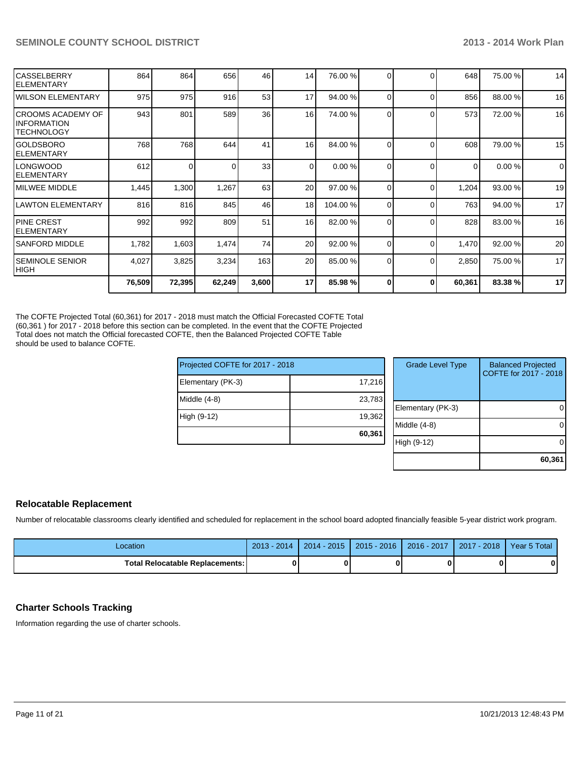| | | | | | | | | | | | |
|---|---|---|---|---|---|---|---|---|---|---|---|
| CASSELBERRY ELEMENTARY | 864 | 864 | 656 | 46 | 14 | 76.00 % | 0 | 0 | 648 | 75.00 % | 14 |
| WILSON ELEMENTARY | 975 | 975 | 916 | 53 | 17 | 94.00 % | 0 | 0 | 856 | 88.00 % | 16 |
| CROOMS ACADEMY OF INFORMATION TECHNOLOGY | 943 | 801 | 589 | 36 | 16 | 74.00 % | 0 | 0 | 573 | 72.00 % | 16 |
| GOLDSBORO ELEMENTARY | 768 | 768 | 644 | 41 | 16 | 84.00 % | 0 | 0 | 608 | 79.00 % | 15 |
| LONGWOOD ELEMENTARY | 612 | 0 | 0 | 33 | 0 | 0.00 % | 0 | 0 | 0 | 0.00 % | 0 |
| MILWEE MIDDLE | 1,445 | 1,300 | 1,267 | 63 | 20 | 97.00 % | 0 | 0 | 1,204 | 93.00 % | 19 |
| LAWTON ELEMENTARY | 816 | 816 | 845 | 46 | 18 | 104.00 % | 0 | 0 | 763 | 94.00 % | 17 |
| PINE CREST ELEMENTARY | 992 | 992 | 809 | 51 | 16 | 82.00 % | 0 | 0 | 828 | 83.00 % | 16 |
| SANFORD MIDDLE | 1,782 | 1,603 | 1,474 | 74 | 20 | 92.00 % | 0 | 0 | 1,470 | 92.00 % | 20 |
| SEMINOLE SENIOR HIGH | 4,027 | 3,825 | 3,234 | 163 | 20 | 85.00 % | 0 | 0 | 2,850 | 75.00 % | 17 |
| | **76,509** | **72,395** | **62,249** | **3,600** | **17** | **85.98 %** | **0** | **0** | **60,361** | **83.38 %** | **17** |

The COFTE Projected Total (60,361) for 2017 - 2018 must match the Official Forecasted COFTE Total (60,361 ) for 2017 - 2018 before this section can be completed. In the event that the COFTE Projected Total does not match the Official forecasted COFTE, then the Balanced Projected COFTE Table should be used to balance COFTE.

| Projected COFTE for 2017 - 2018 | |
|---|---|
| Elementary (PK-3) | 17,216 |
| Middle (4-8) | 23,783 |
| High (9-12) | 19,362 |
| | **60,361** |

| Grade Level Type | Balanced Projected COFTE for 2017 - 2018 |
|---|---|
| Elementary (PK-3) | 0 |
| Middle (4-8) | 0 |
| High (9-12) | 0 |
| | **60,361** |

## Relocatable Replacement

Number of relocatable classrooms clearly identified and scheduled for replacement in the school board adopted financially feasible 5-year district work program.

| Location | 2013 - 2014 | 2014 - 2015 | 2015 - 2016 | 2016 - 2017 | 2017 - 2018 | Year 5 Total |
|---|---|---|---|---|---|---|
| **Total Relocatable Replacements:** | **0** | **0** | **0** | **0** | **0** | **0** |

## Charter Schools Tracking

Information regarding the use of charter schools.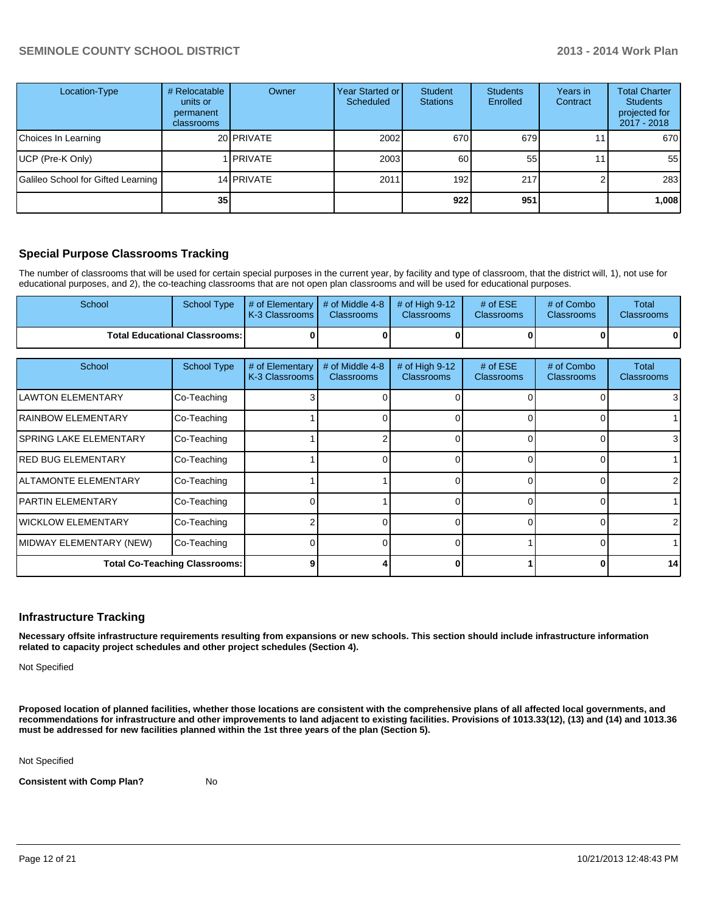| Location-Type | # Relocatable units or permanent classrooms | Owner | Year Started or Scheduled | Student Stations | Students Enrolled | Years in Contract | Total Charter Students projected for 2017 - 2018 |
|---|---|---|---|---|---|---|---|
| Choices In Learning | 20 | PRIVATE | 2002 | 670 | 679 | 11 | 670 |
| UCP (Pre-K Only) | 1 | PRIVATE | 2003 | 60 | 55 | 11 | 55 |
| Galileo School for Gifted Learning | 14 | PRIVATE | 2011 | 192 | 217 | 2 | 283 |
| | **35** | | | **922** | **951** | | **1,008** |

## Special Purpose Classrooms Tracking

The number of classrooms that will be used for certain special purposes in the current year, by facility and type of classroom, that the district will, 1), not use for educational purposes, and 2), the co-teaching classrooms that are not open plan classrooms and will be used for educational purposes.

| School | School Type | # of Elementary K-3 Classrooms | # of Middle 4-8 Classrooms | # of High 9-12 Classrooms | # of ESE Classrooms | # of Combo Classrooms | Total Classrooms |
|---|---|---|---|---|---|---|---|
| **Total Educational Classrooms:** | | **0** | **0** | **0** | **0** | **0** | **0** |

| School | School Type | # of Elementary K-3 Classrooms | # of Middle 4-8 Classrooms | # of High 9-12 Classrooms | # of ESE Classrooms | # of Combo Classrooms | Total Classrooms |
|---|---|---|---|---|---|---|---|
| LAWTON ELEMENTARY | Co-Teaching | 3 | 0 | 0 | 0 | 0 | 3 |
| RAINBOW ELEMENTARY | Co-Teaching | 1 | 0 | 0 | 0 | 0 | 1 |
| SPRING LAKE ELEMENTARY | Co-Teaching | 1 | 2 | 0 | 0 | 0 | 3 |
| RED BUG ELEMENTARY | Co-Teaching | 1 | 0 | 0 | 0 | 0 | 1 |
| ALTAMONTE ELEMENTARY | Co-Teaching | 1 | 1 | 0 | 0 | 0 | 2 |
| PARTIN ELEMENTARY | Co-Teaching | 0 | 1 | 0 | 0 | 0 | 1 |
| WICKLOW ELEMENTARY | Co-Teaching | 2 | 0 | 0 | 0 | 0 | 2 |
| MIDWAY ELEMENTARY (NEW) | Co-Teaching | 0 | 0 | 0 | 1 | 0 | 1 |
| **Total Co-Teaching Classrooms:** | | **9** | **4** | **0** | **1** | **0** | **14** |

## Infrastructure Tracking

**Necessary offsite infrastructure requirements resulting from expansions or new schools. This section should include infrastructure information related to capacity project schedules and other project schedules (Section 4).**

Not Specified

**Proposed location of planned facilities, whether those locations are consistent with the comprehensive plans of all affected local governments, and recommendations for infrastructure and other improvements to land adjacent to existing facilities. Provisions of 1013.33(12), (13) and (14) and 1013.36 must be addressed for new facilities planned within the 1st three years of the plan (Section 5).**

Not Specified

**Consistent with Comp Plan?** No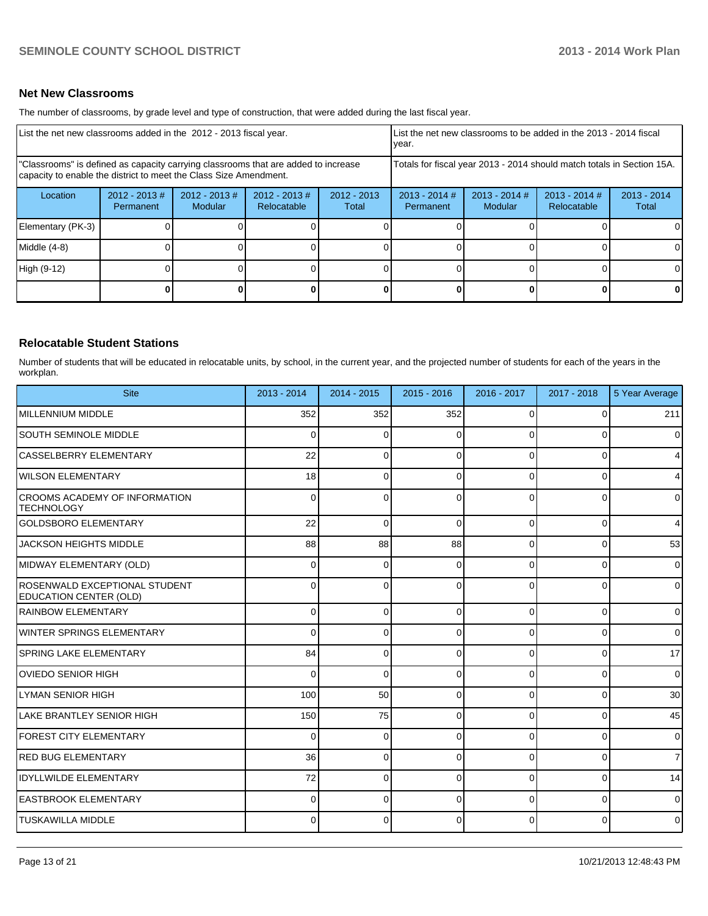## Net New Classrooms

The number of classrooms, by grade level and type of construction, that were added during the last fiscal year.

| List the net new classrooms added in the 2012 - 2013 fiscal year. | | | | | List the net new classrooms to be added in the 2013 - 2014 fiscal year. | | | |
|---|---|---|---|---|---|---|---|---|
| "Classrooms" is defined as capacity carrying classrooms that are added to increase capacity to enable the district to meet the Class Size Amendment. | | | | | Totals for fiscal year 2013 - 2014 should match totals in Section 15A. | | | |
| Location | 2012 - 2013 # Permanent | 2012 - 2013 # Modular | 2012 - 2013 # Relocatable | 2012 - 2013 Total | 2013 - 2014 # Permanent | 2013 - 2014 # Modular | 2013 - 2014 # Relocatable | 2013 - 2014 Total |
| Elementary (PK-3) | 0 | 0 | 0 | 0 | 0 | 0 | 0 | 0 |
| Middle (4-8) | 0 | 0 | 0 | 0 | 0 | 0 | 0 | 0 |
| High (9-12) | 0 | 0 | 0 | 0 | 0 | 0 | 0 | 0 |
| | **0** | **0** | **0** | **0** | **0** | **0** | **0** | **0** |

## Relocatable Student Stations

Number of students that will be educated in relocatable units, by school, in the current year, and the projected number of students for each of the years in the workplan.

| Site | 2013 - 2014 | 2014 - 2015 | 2015 - 2016 | 2016 - 2017 | 2017 - 2018 | 5 Year Average |
|---|---|---|---|---|---|---|
| MILLENNIUM MIDDLE | 352 | 352 | 352 | 0 | 0 | 211 |
| SOUTH SEMINOLE MIDDLE | 0 | 0 | 0 | 0 | 0 | 0 |
| CASSELBERRY ELEMENTARY | 22 | 0 | 0 | 0 | 0 | 4 |
| WILSON ELEMENTARY | 18 | 0 | 0 | 0 | 0 | 4 |
| CROOMS ACADEMY OF INFORMATION TECHNOLOGY | 0 | 0 | 0 | 0 | 0 | 0 |
| GOLDSBORO ELEMENTARY | 22 | 0 | 0 | 0 | 0 | 4 |
| JACKSON HEIGHTS MIDDLE | 88 | 88 | 88 | 0 | 0 | 53 |
| MIDWAY ELEMENTARY (OLD) | 0 | 0 | 0 | 0 | 0 | 0 |
| ROSENWALD EXCEPTIONAL STUDENT EDUCATION CENTER (OLD) | 0 | 0 | 0 | 0 | 0 | 0 |
| RAINBOW ELEMENTARY | 0 | 0 | 0 | 0 | 0 | 0 |
| WINTER SPRINGS ELEMENTARY | 0 | 0 | 0 | 0 | 0 | 0 |
| SPRING LAKE ELEMENTARY | 84 | 0 | 0 | 0 | 0 | 17 |
| OVIEDO SENIOR HIGH | 0 | 0 | 0 | 0 | 0 | 0 |
| LYMAN SENIOR HIGH | 100 | 50 | 0 | 0 | 0 | 30 |
| LAKE BRANTLEY SENIOR HIGH | 150 | 75 | 0 | 0 | 0 | 45 |
| FOREST CITY ELEMENTARY | 0 | 0 | 0 | 0 | 0 | 0 |
| RED BUG ELEMENTARY | 36 | 0 | 0 | 0 | 0 | 7 |
| IDYLLWILDE ELEMENTARY | 72 | 0 | 0 | 0 | 0 | 14 |
| EASTBROOK ELEMENTARY | 0 | 0 | 0 | 0 | 0 | 0 |
| TUSKAWILLA MIDDLE | 0 | 0 | 0 | 0 | 0 | 0 |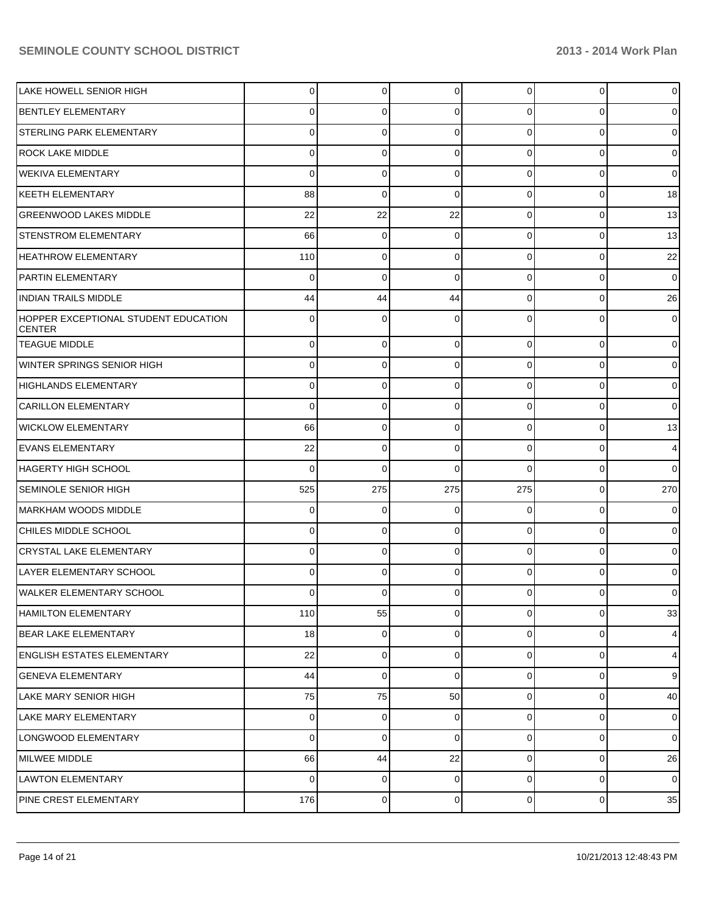| | | | | | | |
|---|---|---|---|---|---|---|
| LAKE HOWELL SENIOR HIGH | 0 | 0 | 0 | 0 | 0 | 0 |
| BENTLEY ELEMENTARY | 0 | 0 | 0 | 0 | 0 | 0 |
| STERLING PARK ELEMENTARY | 0 | 0 | 0 | 0 | 0 | 0 |
| ROCK LAKE MIDDLE | 0 | 0 | 0 | 0 | 0 | 0 |
| WEKIVA ELEMENTARY | 0 | 0 | 0 | 0 | 0 | 0 |
| KEETH ELEMENTARY | 88 | 0 | 0 | 0 | 0 | 18 |
| GREENWOOD LAKES MIDDLE | 22 | 22 | 22 | 0 | 0 | 13 |
| STENSTROM ELEMENTARY | 66 | 0 | 0 | 0 | 0 | 13 |
| HEATHROW ELEMENTARY | 110 | 0 | 0 | 0 | 0 | 22 |
| PARTIN ELEMENTARY | 0 | 0 | 0 | 0 | 0 | 0 |
| INDIAN TRAILS MIDDLE | 44 | 44 | 44 | 0 | 0 | 26 |
| HOPPER EXCEPTIONAL STUDENT EDUCATION CENTER | 0 | 0 | 0 | 0 | 0 | 0 |
| TEAGUE MIDDLE | 0 | 0 | 0 | 0 | 0 | 0 |
| WINTER SPRINGS SENIOR HIGH | 0 | 0 | 0 | 0 | 0 | 0 |
| HIGHLANDS ELEMENTARY | 0 | 0 | 0 | 0 | 0 | 0 |
| CARILLON ELEMENTARY | 0 | 0 | 0 | 0 | 0 | 0 |
| WICKLOW ELEMENTARY | 66 | 0 | 0 | 0 | 0 | 13 |
| EVANS ELEMENTARY | 22 | 0 | 0 | 0 | 0 | 4 |
| HAGERTY HIGH SCHOOL | 0 | 0 | 0 | 0 | 0 | 0 |
| SEMINOLE SENIOR HIGH | 525 | 275 | 275 | 275 | 0 | 270 |
| MARKHAM WOODS MIDDLE | 0 | 0 | 0 | 0 | 0 | 0 |
| CHILES MIDDLE SCHOOL | 0 | 0 | 0 | 0 | 0 | 0 |
| CRYSTAL LAKE ELEMENTARY | 0 | 0 | 0 | 0 | 0 | 0 |
| LAYER ELEMENTARY SCHOOL | 0 | 0 | 0 | 0 | 0 | 0 |
| WALKER ELEMENTARY SCHOOL | 0 | 0 | 0 | 0 | 0 | 0 |
| HAMILTON ELEMENTARY | 110 | 55 | 0 | 0 | 0 | 33 |
| BEAR LAKE ELEMENTARY | 18 | 0 | 0 | 0 | 0 | 4 |
| ENGLISH ESTATES ELEMENTARY | 22 | 0 | 0 | 0 | 0 | 4 |
| GENEVA ELEMENTARY | 44 | 0 | 0 | 0 | 0 | 9 |
| LAKE MARY SENIOR HIGH | 75 | 75 | 50 | 0 | 0 | 40 |
| LAKE MARY ELEMENTARY | 0 | 0 | 0 | 0 | 0 | 0 |
| LONGWOOD ELEMENTARY | 0 | 0 | 0 | 0 | 0 | 0 |
| MILWEE MIDDLE | 66 | 44 | 22 | 0 | 0 | 26 |
| LAWTON ELEMENTARY | 0 | 0 | 0 | 0 | 0 | 0 |
| PINE CREST ELEMENTARY | 176 | 0 | 0 | 0 | 0 | 35 |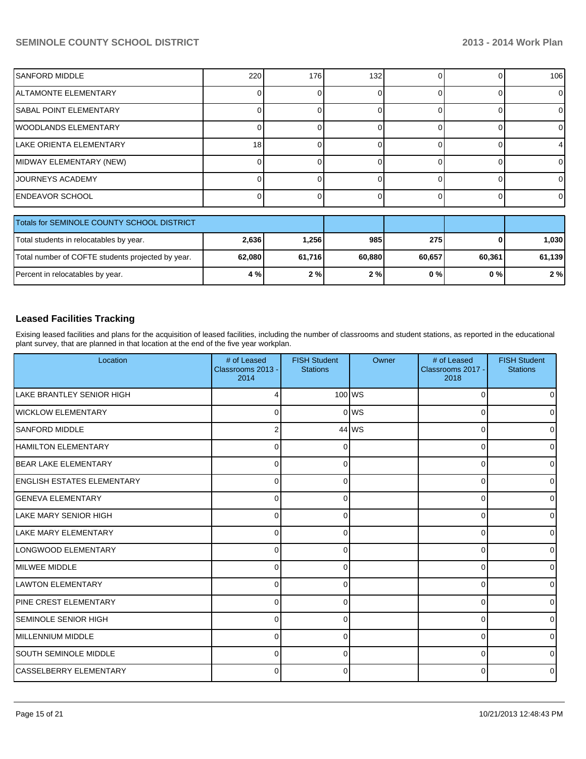| | | | | | | |
|---|---|---|---|---|---|---|
| SANFORD MIDDLE | 220 | 176 | 132 | 0 | 0 | 106 |
| ALTAMONTE ELEMENTARY | 0 | 0 | 0 | 0 | 0 | 0 |
| SABAL POINT ELEMENTARY | 0 | 0 | 0 | 0 | 0 | 0 |
| WOODLANDS ELEMENTARY | 0 | 0 | 0 | 0 | 0 | 0 |
| LAKE ORIENTA ELEMENTARY | 18 | 0 | 0 | 0 | 0 | 4 |
| MIDWAY ELEMENTARY (NEW) | 0 | 0 | 0 | 0 | 0 | 0 |
| JOURNEYS ACADEMY | 0 | 0 | 0 | 0 | 0 | 0 |
| ENDEAVOR SCHOOL | 0 | 0 | 0 | 0 | 0 | 0 |

| Totals for SEMINOLE COUNTY SCHOOL DISTRICT | | | | | | |
|---|---|---|---|---|---|---|
| Total students in relocatables by year. | **2,636** | **1,256** | **985** | **275** | **0** | **1,030** |
| Total number of COFTE students projected by year. | **62,080** | **61,716** | **60,880** | **60,657** | **60,361** | **61,139** |
| Percent in relocatables by year. | **4 %** | **2 %** | **2 %** | **0 %** | **0 %** | **2 %** |

## Leased Facilities Tracking

Exising leased facilities and plans for the acquisition of leased facilities, including the number of classrooms and student stations, as reported in the educational plant survey, that are planned in that location at the end of the five year workplan.

| Location | # of Leased Classrooms 2013 - 2014 | FISH Student Stations | Owner | # of Leased Classrooms 2017 - 2018 | FISH Student Stations |
|---|---|---|---|---|---|
| LAKE BRANTLEY SENIOR HIGH | 4 | 100 | WS | 0 | 0 |
| WICKLOW ELEMENTARY | 0 | 0 | WS | 0 | 0 |
| SANFORD MIDDLE | 2 | 44 | WS | 0 | 0 |
| HAMILTON ELEMENTARY | 0 | 0 | | 0 | 0 |
| BEAR LAKE ELEMENTARY | 0 | 0 | | 0 | 0 |
| ENGLISH ESTATES ELEMENTARY | 0 | 0 | | 0 | 0 |
| GENEVA ELEMENTARY | 0 | 0 | | 0 | 0 |
| LAKE MARY SENIOR HIGH | 0 | 0 | | 0 | 0 |
| LAKE MARY ELEMENTARY | 0 | 0 | | 0 | 0 |
| LONGWOOD ELEMENTARY | 0 | 0 | | 0 | 0 |
| MILWEE MIDDLE | 0 | 0 | | 0 | 0 |
| LAWTON ELEMENTARY | 0 | 0 | | 0 | 0 |
| PINE CREST ELEMENTARY | 0 | 0 | | 0 | 0 |
| SEMINOLE SENIOR HIGH | 0 | 0 | | 0 | 0 |
| MILLENNIUM MIDDLE | 0 | 0 | | 0 | 0 |
| SOUTH SEMINOLE MIDDLE | 0 | 0 | | 0 | 0 |
| CASSELBERRY ELEMENTARY | 0 | 0 | | 0 | 0 |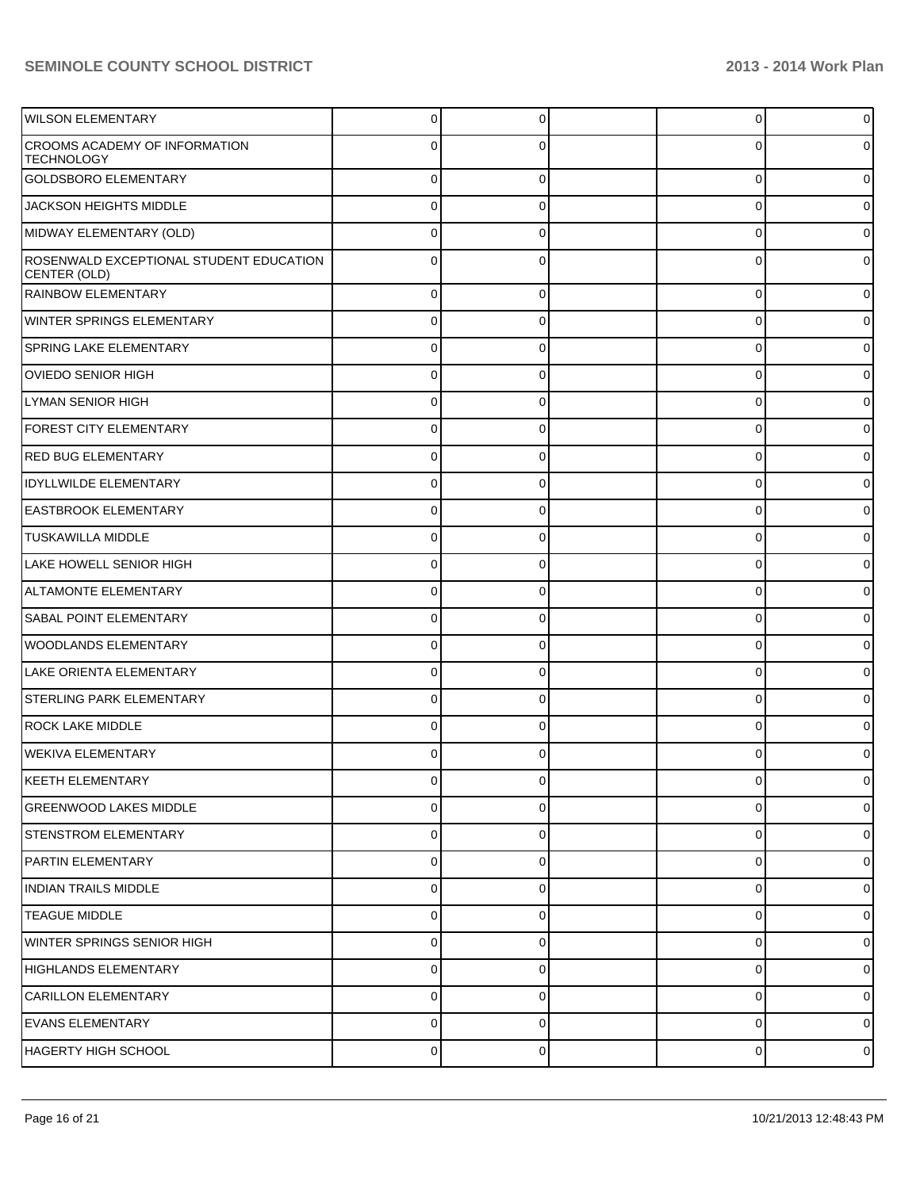| | | | | | |
|---|---|---|---|---|---|
| WILSON ELEMENTARY | 0 | 0 | | 0 | 0 |
| CROOMS ACADEMY OF INFORMATION TECHNOLOGY | 0 | 0 | | 0 | 0 |
| GOLDSBORO ELEMENTARY | 0 | 0 | | 0 | 0 |
| JACKSON HEIGHTS MIDDLE | 0 | 0 | | 0 | 0 |
| MIDWAY ELEMENTARY (OLD) | 0 | 0 | | 0 | 0 |
| ROSENWALD EXCEPTIONAL STUDENT EDUCATION CENTER (OLD) | 0 | 0 | | 0 | 0 |
| RAINBOW ELEMENTARY | 0 | 0 | | 0 | 0 |
| WINTER SPRINGS ELEMENTARY | 0 | 0 | | 0 | 0 |
| SPRING LAKE ELEMENTARY | 0 | 0 | | 0 | 0 |
| OVIEDO SENIOR HIGH | 0 | 0 | | 0 | 0 |
| LYMAN SENIOR HIGH | 0 | 0 | | 0 | 0 |
| FOREST CITY ELEMENTARY | 0 | 0 | | 0 | 0 |
| RED BUG ELEMENTARY | 0 | 0 | | 0 | 0 |
| IDYLLWILDE ELEMENTARY | 0 | 0 | | 0 | 0 |
| EASTBROOK ELEMENTARY | 0 | 0 | | 0 | 0 |
| TUSKAWILLA MIDDLE | 0 | 0 | | 0 | 0 |
| LAKE HOWELL SENIOR HIGH | 0 | 0 | | 0 | 0 |
| ALTAMONTE ELEMENTARY | 0 | 0 | | 0 | 0 |
| SABAL POINT ELEMENTARY | 0 | 0 | | 0 | 0 |
| WOODLANDS ELEMENTARY | 0 | 0 | | 0 | 0 |
| LAKE ORIENTA ELEMENTARY | 0 | 0 | | 0 | 0 |
| STERLING PARK ELEMENTARY | 0 | 0 | | 0 | 0 |
| ROCK LAKE MIDDLE | 0 | 0 | | 0 | 0 |
| WEKIVA ELEMENTARY | 0 | 0 | | 0 | 0 |
| KEETH ELEMENTARY | 0 | 0 | | 0 | 0 |
| GREENWOOD LAKES MIDDLE | 0 | 0 | | 0 | 0 |
| STENSTROM ELEMENTARY | 0 | 0 | | 0 | 0 |
| PARTIN ELEMENTARY | 0 | 0 | | 0 | 0 |
| INDIAN TRAILS MIDDLE | 0 | 0 | | 0 | 0 |
| TEAGUE MIDDLE | 0 | 0 | | 0 | 0 |
| WINTER SPRINGS SENIOR HIGH | 0 | 0 | | 0 | 0 |
| HIGHLANDS ELEMENTARY | 0 | 0 | | 0 | 0 |
| CARILLON ELEMENTARY | 0 | 0 | | 0 | 0 |
| EVANS ELEMENTARY | 0 | 0 | | 0 | 0 |
| HAGERTY HIGH SCHOOL | 0 | 0 | | 0 | 0 |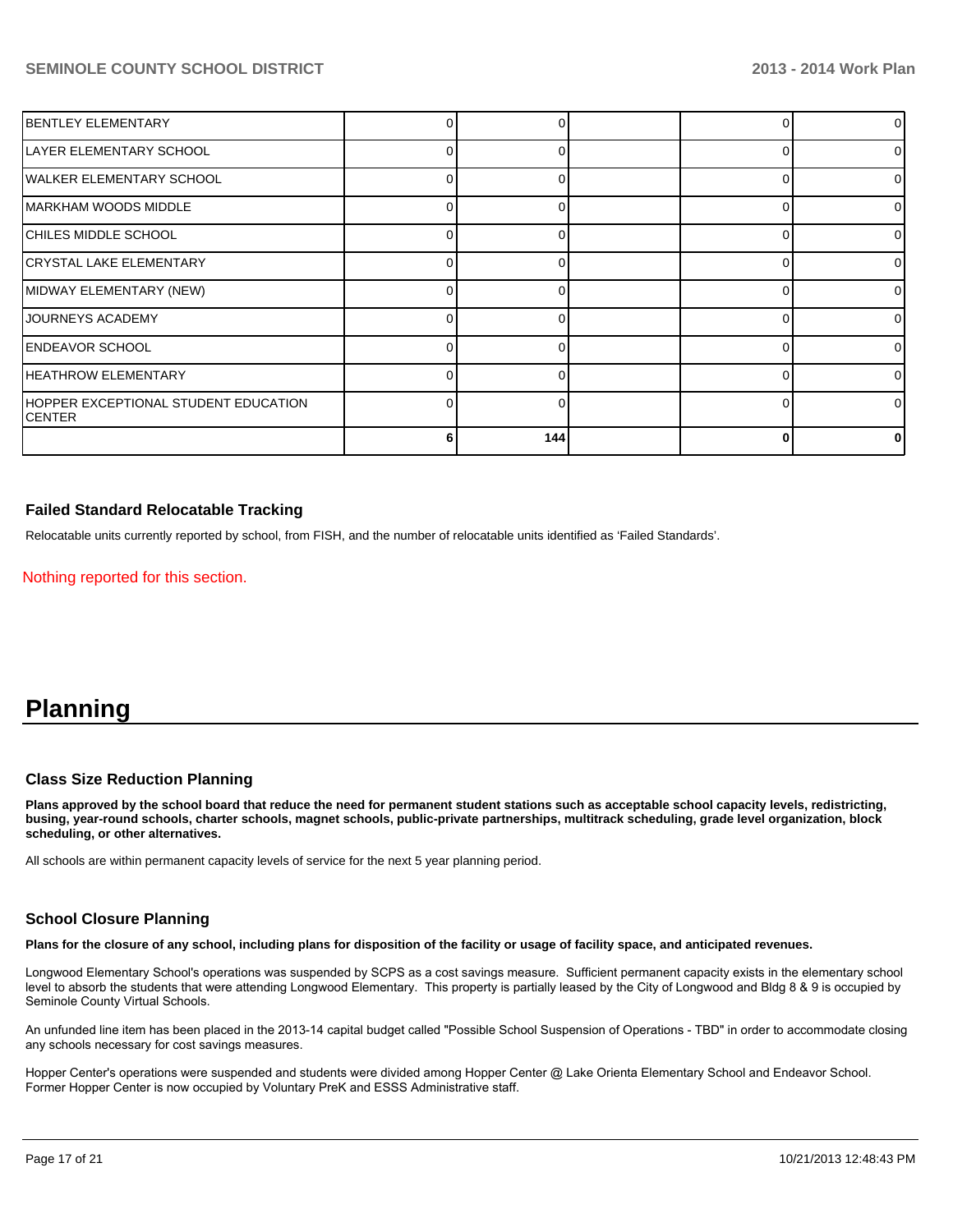| | | | | | |
|---|---|---|---|---|---|
| BENTLEY ELEMENTARY | 0 | 0 | | 0 | 0 |
| LAYER ELEMENTARY SCHOOL | 0 | 0 | | 0 | 0 |
| WALKER ELEMENTARY SCHOOL | 0 | 0 | | 0 | 0 |
| MARKHAM WOODS MIDDLE | 0 | 0 | | 0 | 0 |
| CHILES MIDDLE SCHOOL | 0 | 0 | | 0 | 0 |
| CRYSTAL LAKE ELEMENTARY | 0 | 0 | | 0 | 0 |
| MIDWAY ELEMENTARY (NEW) | 0 | 0 | | 0 | 0 |
| JOURNEYS ACADEMY | 0 | 0 | | 0 | 0 |
| ENDEAVOR SCHOOL | 0 | 0 | | 0 | 0 |
| HEATHROW ELEMENTARY | 0 | 0 | | 0 | 0 |
| HOPPER EXCEPTIONAL STUDENT EDUCATION CENTER | 0 | 0 | | 0 | 0 |
| | **6** | **144** | | **0** | **0** |

### Failed Standard Relocatable Tracking

Relocatable units currently reported by school, from FISH, and the number of relocatable units identified as 'Failed Standards'.

Nothing reported for this section.

# Planning

### Class Size Reduction Planning

**Plans approved by the school board that reduce the need for permanent student stations such as acceptable school capacity levels, redistricting, busing, year-round schools, charter schools, magnet schools, public-private partnerships, multitrack scheduling, grade level organization, block scheduling, or other alternatives.**

All schools are within permanent capacity levels of service for the next 5 year planning period.

### School Closure Planning

**Plans for the closure of any school, including plans for disposition of the facility or usage of facility space, and anticipated revenues.**

Longwood Elementary School's operations was suspended by SCPS as a cost savings measure. Sufficient permanent capacity exists in the elementary school level to absorb the students that were attending Longwood Elementary. This property is partially leased by the City of Longwood and Bldg 8 & 9 is occupied by Seminole County Virtual Schools.

An unfunded line item has been placed in the 2013-14 capital budget called "Possible School Suspension of Operations - TBD" in order to accommodate closing any schools necessary for cost savings measures.

Hopper Center's operations were suspended and students were divided among Hopper Center @ Lake Orienta Elementary School and Endeavor School. Former Hopper Center is now occupied by Voluntary PreK and ESSS Administrative staff.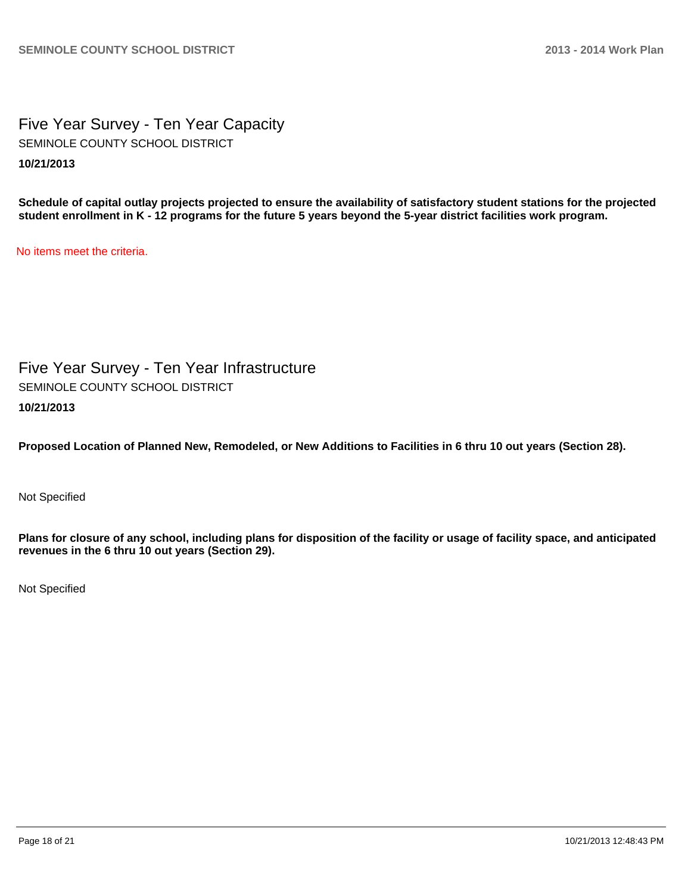# Five Year Survey - Ten Year Capacity

SEMINOLE COUNTY SCHOOL DISTRICT

**10/21/2013**

**Schedule of capital outlay projects projected to ensure the availability of satisfactory student stations for the projected student enrollment in K - 12 programs for the future 5 years beyond the 5-year district facilities work program.**

No items meet the criteria.

# Five Year Survey - Ten Year Infrastructure

SEMINOLE COUNTY SCHOOL DISTRICT

**10/21/2013**

**Proposed Location of Planned New, Remodeled, or New Additions to Facilities in 6 thru 10 out years (Section 28).**

Not Specified

**Plans for closure of any school, including plans for disposition of the facility or usage of facility space, and anticipated revenues in the 6 thru 10 out years (Section 29).**

Not Specified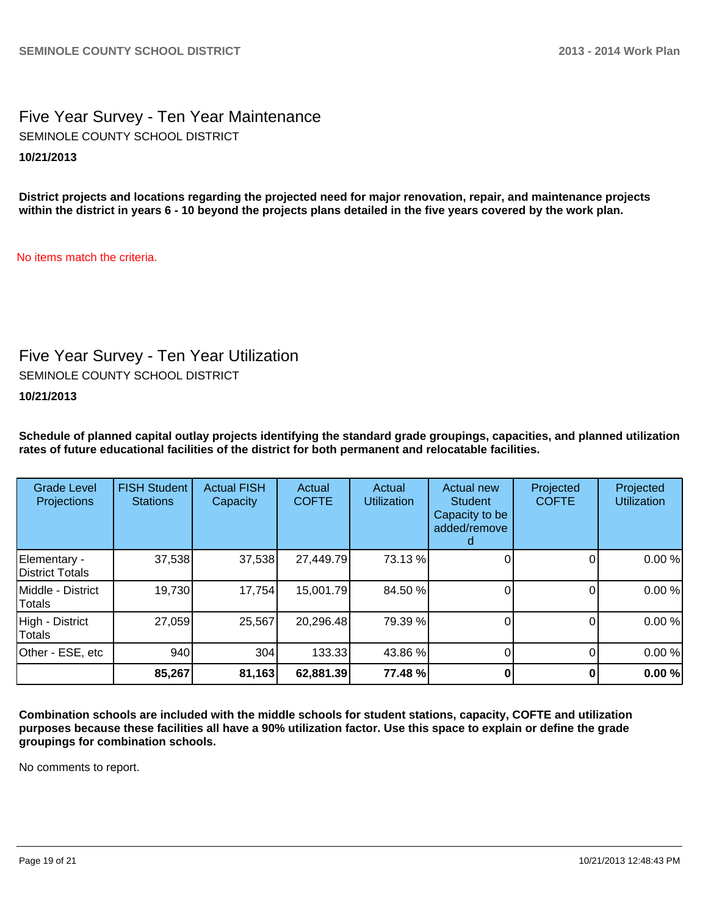## Five Year Survey - Ten Year Maintenance

SEMINOLE COUNTY SCHOOL DISTRICT

**10/21/2013**

**District projects and locations regarding the projected need for major renovation, repair, and maintenance projects within the district in years 6 - 10 beyond the projects plans detailed in the five years covered by the work plan.**

No items match the criteria.

## Five Year Survey - Ten Year Utilization

SEMINOLE COUNTY SCHOOL DISTRICT

**10/21/2013**

**Schedule of planned capital outlay projects identifying the standard grade groupings, capacities, and planned utilization rates of future educational facilities of the district for both permanent and relocatable facilities.**

| Grade Level Projections | FISH Student Stations | Actual FISH Capacity | Actual COFTE | Actual Utilization | Actual new Student Capacity to be added/removed | Projected COFTE | Projected Utilization |
|---|---|---|---|---|---|---|---|
| Elementary - District Totals | 37,538 | 37,538 | 27,449.79 | 73.13 % | 0 | 0 | 0.00 % |
| Middle - District Totals | 19,730 | 17,754 | 15,001.79 | 84.50 % | 0 | 0 | 0.00 % |
| High - District Totals | 27,059 | 25,567 | 20,296.48 | 79.39 % | 0 | 0 | 0.00 % |
| Other - ESE, etc | 940 | 304 | 133.33 | 43.86 % | 0 | 0 | 0.00 % |
| | **85,267** | **81,163** | **62,881.39** | **77.48 %** | **0** | **0** | **0.00 %** |

**Combination schools are included with the middle schools for student stations, capacity, COFTE and utilization purposes because these facilities all have a 90% utilization factor. Use this space to explain or define the grade groupings for combination schools.**

No comments to report.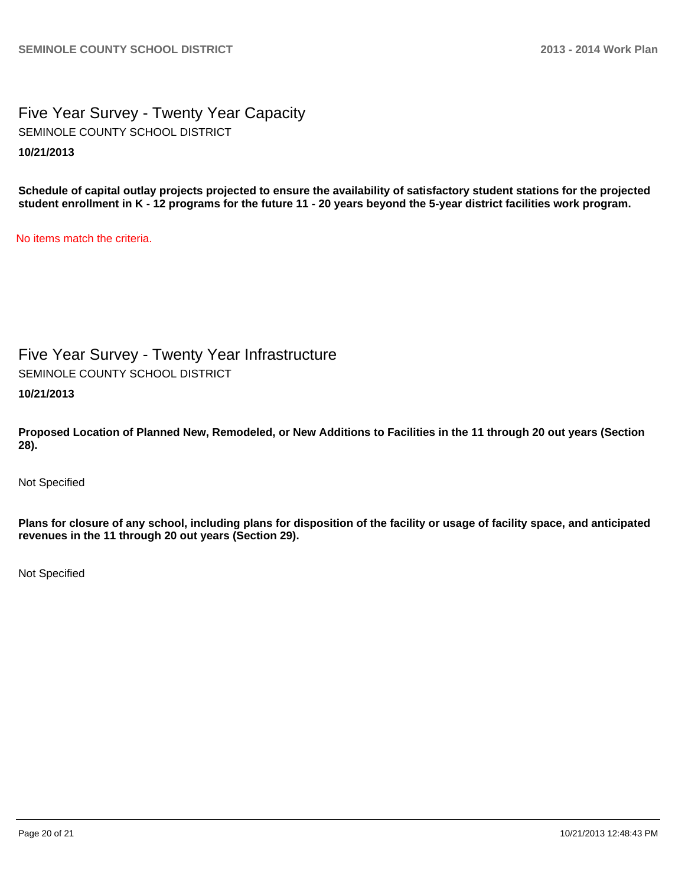# Five Year Survey - Twenty Year Capacity

SEMINOLE COUNTY SCHOOL DISTRICT

**10/21/2013**

**Schedule of capital outlay projects projected to ensure the availability of satisfactory student stations for the projected student enrollment in K - 12 programs for the future 11 - 20 years beyond the 5-year district facilities work program.**

No items match the criteria.

# Five Year Survey - Twenty Year Infrastructure

SEMINOLE COUNTY SCHOOL DISTRICT

**10/21/2013**

**Proposed Location of Planned New, Remodeled, or New Additions to Facilities in the 11 through 20 out years (Section 28).**

Not Specified

**Plans for closure of any school, including plans for disposition of the facility or usage of facility space, and anticipated revenues in the 11 through 20 out years (Section 29).**

Not Specified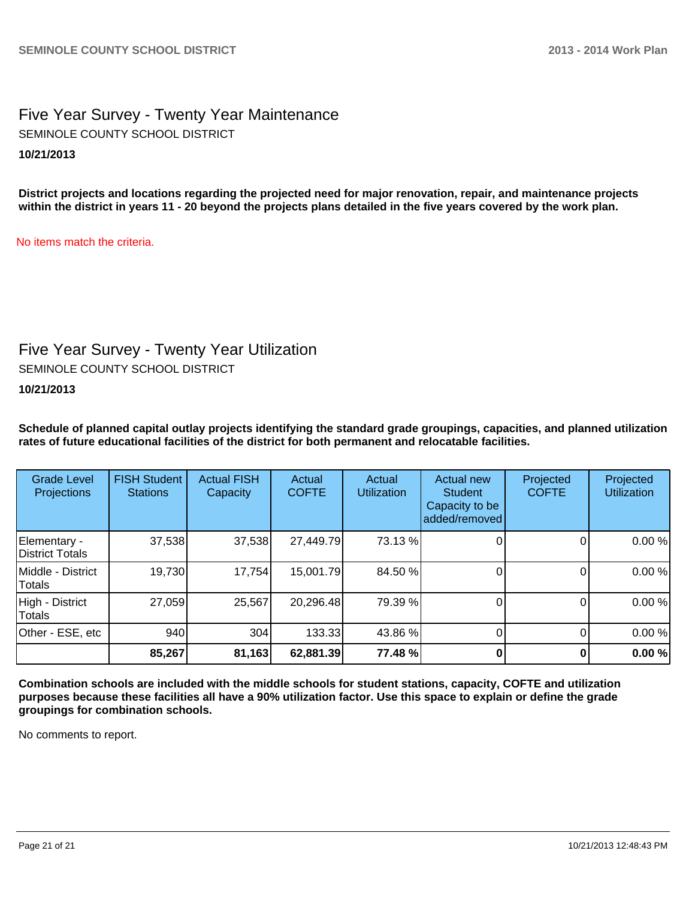## Five Year Survey - Twenty Year Maintenance

SEMINOLE COUNTY SCHOOL DISTRICT

**10/21/2013**

**District projects and locations regarding the projected need for major renovation, repair, and maintenance projects within the district in years 11 - 20 beyond the projects plans detailed in the five years covered by the work plan.**

No items match the criteria.

## Five Year Survey - Twenty Year Utilization

SEMINOLE COUNTY SCHOOL DISTRICT

**10/21/2013**

**Schedule of planned capital outlay projects identifying the standard grade groupings, capacities, and planned utilization rates of future educational facilities of the district for both permanent and relocatable facilities.**

| Grade Level Projections | FISH Student Stations | Actual FISH Capacity | Actual COFTE | Actual Utilization | Actual new Student Capacity to be added/removed | Projected COFTE | Projected Utilization |
|---|---|---|---|---|---|---|---|
| Elementary - District Totals | 37,538 | 37,538 | 27,449.79 | 73.13 % | 0 | 0 | 0.00 % |
| Middle - District Totals | 19,730 | 17,754 | 15,001.79 | 84.50 % | 0 | 0 | 0.00 % |
| High - District Totals | 27,059 | 25,567 | 20,296.48 | 79.39 % | 0 | 0 | 0.00 % |
| Other - ESE, etc | 940 | 304 | 133.33 | 43.86 % | 0 | 0 | 0.00 % |
| | **85,267** | **81,163** | **62,881.39** | **77.48 %** | **0** | **0** | **0.00 %** |

**Combination schools are included with the middle schools for student stations, capacity, COFTE and utilization purposes because these facilities all have a 90% utilization factor. Use this space to explain or define the grade groupings for combination schools.**

No comments to report.